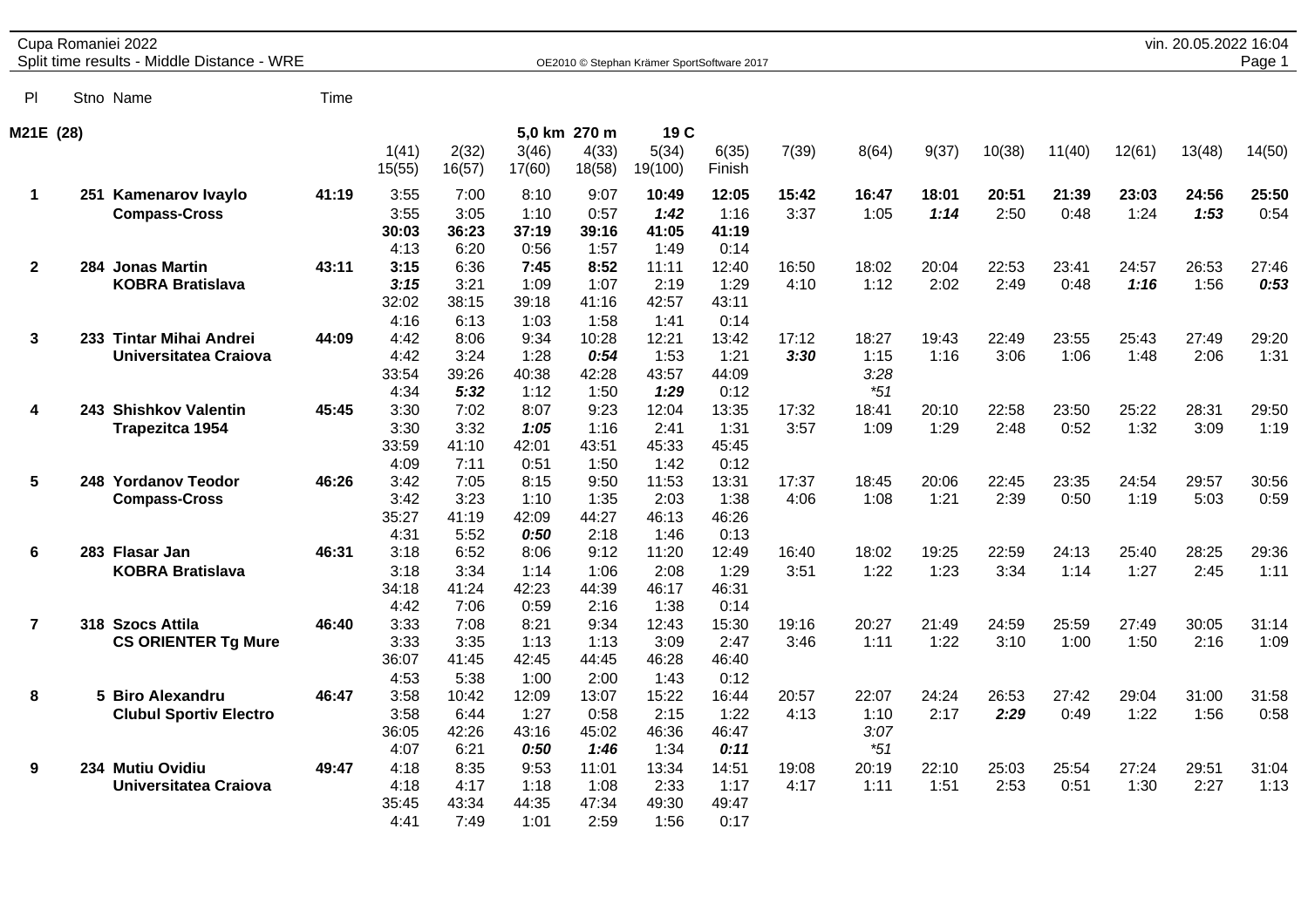Cupa Romaniei 2022
Split time results - Middle Distance - WRE

vin. 20.05.2022 16:04

OE2010 © Stephan Krämer SportSoftware 2017

**M21E (28)** 5,0 km 270 m 19 C

| Pl | Stno | Name | Time | 1(41) | 2(32) | 3(46) | 4(33) | 5(34) | 6(35) | 7(39) | 8(64) | 9(37) | 10(38) | 11(40) | 12(61) | 13(48) | 14(50) |
|---|---|---|---|---|---|---|---|---|---|---|---|---|---|---|---|---|---|
| | | | | 15(55) | 16(57) | 17(60) | 18(58) | 19(100) | Finish | | | | | | | | |
| **1** | **251** | **Kamenarov Ivaylo** | **41:19** | **3:55** | **7:00** | **8:10** | **9:07** | **10:49** | **12:05** | **15:42** | **16:47** | **18:01** | **20:51** | **21:39** | **23:03** | **24:56** | **25:50** |
| | | **Compass-Cross** | | 3:55 | 3:05 | 1:10 | 0:57 | ***1:42*** | 1:16 | 3:37 | 1:05 | ***1:14*** | 2:50 | 0:48 | 1:24 | ***1:53*** | 0:54 |
| | | | | **30:03** | **36:23** | **37:19** | **39:16** | **41:05** | **41:19** | | | | | | | | |
| | | | | 4:13 | 6:20 | 0:56 | 1:57 | 1:49 | 0:14 | | | | | | | | |
| **2** | **284** | **Jonas Martin** | **43:11** | **3:15** | 6:36 | **7:45** | **8:52** | 11:11 | 12:40 | 16:50 | 18:02 | 20:04 | 22:53 | 23:41 | 24:57 | 26:53 | 27:46 |
| | | **KOBRA Bratislava** | | ***3:15*** | 3:21 | 1:09 | 1:07 | 2:19 | 1:29 | 4:10 | 1:12 | 2:02 | 2:49 | 0:48 | ***1:16*** | 1:56 | ***0:53*** |
| | | | | 32:02 | 38:15 | 39:18 | 41:16 | 42:57 | 43:11 | | | | | | | | |
| | | | | 4:16 | 6:13 | 1:03 | 1:58 | 1:41 | 0:14 | | | | | | | | |
| **3** | **233** | **Tintar Mihai Andrei** | **44:09** | 4:42 | 8:06 | 9:34 | 10:28 | 12:21 | 13:42 | 17:12 | 18:27 | 19:43 | 22:49 | 23:55 | 25:43 | 27:49 | 29:20 |
| | | **Universitatea Craiova** | | 4:42 | 3:24 | 1:28 | ***0:54*** | 1:53 | 1:21 | ***3:30*** | 1:15 | 1:16 | 3:06 | 1:06 | 1:48 | 2:06 | 1:31 |
| | | | | 33:54 | 39:26 | 40:38 | 42:28 | 43:57 | 44:09 | | *3:28* | | | | | | |
| | | | | 4:34 | ***5:32*** | 1:12 | 1:50 | ***1:29*** | 0:12 | | **51* | | | | | | |
| **4** | **243** | **Shishkov Valentin** | **45:45** | 3:30 | 7:02 | 8:07 | 9:23 | 12:04 | 13:35 | 17:32 | 18:41 | 20:10 | 22:58 | 23:50 | 25:22 | 28:31 | 29:50 |
| | | **Trapezitca 1954** | | 3:30 | 3:32 | ***1:05*** | 1:16 | 2:41 | 1:31 | 3:57 | 1:09 | 1:29 | 2:48 | 0:52 | 1:32 | 3:09 | 1:19 |
| | | | | 33:59 | 41:10 | 42:01 | 43:51 | 45:33 | 45:45 | | | | | | | | |
| | | | | 4:09 | 7:11 | 0:51 | 1:50 | 1:42 | 0:12 | | | | | | | | |
| **5** | **248** | **Yordanov Teodor** | **46:26** | 3:42 | 7:05 | 8:15 | 9:50 | 11:53 | 13:31 | 17:37 | 18:45 | 20:06 | 22:45 | 23:35 | 24:54 | 29:57 | 30:56 |
| | | **Compass-Cross** | | 3:42 | 3:23 | 1:10 | 1:35 | 2:03 | 1:38 | 4:06 | 1:08 | 1:21 | 2:39 | 0:50 | 1:19 | 5:03 | 0:59 |
| | | | | 35:27 | 41:19 | 42:09 | 44:27 | 46:13 | 46:26 | | | | | | | | |
| | | | | 4:31 | 5:52 | ***0:50*** | 2:18 | 1:46 | 0:13 | | | | | | | | |
| **6** | **283** | **Flasar Jan** | **46:31** | 3:18 | 6:52 | 8:06 | 9:12 | 11:20 | 12:49 | 16:40 | 18:02 | 19:25 | 22:59 | 24:13 | 25:40 | 28:25 | 29:36 |
| | | **KOBRA Bratislava** | | 3:18 | 3:34 | 1:14 | 1:06 | 2:08 | 1:29 | 3:51 | 1:22 | 1:23 | 3:34 | 1:14 | 1:27 | 2:45 | 1:11 |
| | | | | 34:18 | 41:24 | 42:23 | 44:39 | 46:17 | 46:31 | | | | | | | | |
| | | | | 4:42 | 7:06 | 0:59 | 2:16 | 1:38 | 0:14 | | | | | | | | |
| **7** | **318** | **Szocs Attila** | **46:40** | 3:33 | 7:08 | 8:21 | 9:34 | 12:43 | 15:30 | 19:16 | 20:27 | 21:49 | 24:59 | 25:59 | 27:49 | 30:05 | 31:14 |
| | | **CS ORIENTER Tg Mure** | | 3:33 | 3:35 | 1:13 | 1:13 | 3:09 | 2:47 | 3:46 | 1:11 | 1:22 | 3:10 | 1:00 | 1:50 | 2:16 | 1:09 |
| | | | | 36:07 | 41:45 | 42:45 | 44:45 | 46:28 | 46:40 | | | | | | | | |
| | | | | 4:53 | 5:38 | 1:00 | 2:00 | 1:43 | 0:12 | | | | | | | | |
| **8** | **5** | **Biro Alexandru** | **46:47** | 3:58 | 10:42 | 12:09 | 13:07 | 15:22 | 16:44 | 20:57 | 22:07 | 24:24 | 26:53 | 27:42 | 29:04 | 31:00 | 31:58 |
| | | **Clubul Sportiv Electro** | | 3:58 | 6:44 | 1:27 | 0:58 | 2:15 | 1:22 | 4:13 | 1:10 | 2:17 | ***2:29*** | 0:49 | 1:22 | 1:56 | 0:58 |
| | | | | 36:05 | 42:26 | 43:16 | 45:02 | 46:36 | 46:47 | | *3:07* | | | | | | |
| | | | | 4:07 | 6:21 | ***0:50*** | ***1:46*** | 1:34 | ***0:11*** | | **51* | | | | | | |
| **9** | **234** | **Mutiu Ovidiu** | **49:47** | 4:18 | 8:35 | 9:53 | 11:01 | 13:34 | 14:51 | 19:08 | 20:19 | 22:10 | 25:03 | 25:54 | 27:24 | 29:51 | 31:04 |
| | | **Universitatea Craiova** | | 4:18 | 4:17 | 1:18 | 1:08 | 2:33 | 1:17 | 4:17 | 1:11 | 1:51 | 2:53 | 0:51 | 1:30 | 2:27 | 1:13 |
| | | | | 35:45 | 43:34 | 44:35 | 47:34 | 49:30 | 49:47 | | | | | | | | |
| | | | | 4:41 | 7:49 | 1:01 | 2:59 | 1:56 | 0:17 | | | | | | | | |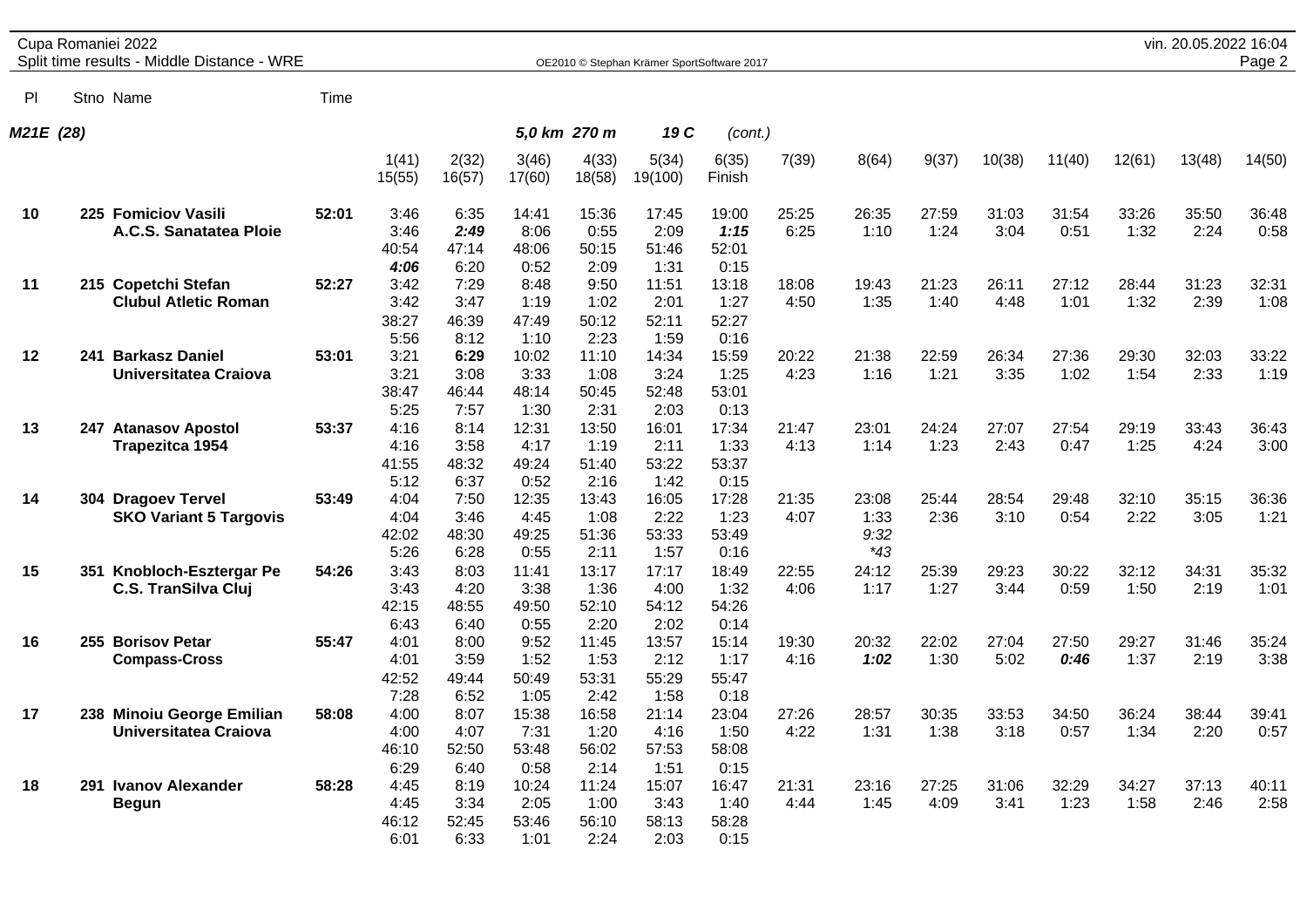Cupa Romaniei 2022
Split time results - Middle Distance - WRE

OE2010 © Stephan Krämer SportSoftware 2017

vin. 20.05.2022 16:04

**M21E (28)** *5,0 km 270 m* *19 C* *(cont.)*

| Pl | Stno | Name | Time | 1(41) / 15(55) | 2(32) / 16(57) | 3(46) / 17(60) | 4(33) / 18(58) | 5(34) / 19(100) | 6(35) / Finish | 7(39) | 8(64) | 9(37) | 10(38) | 11(40) | 12(61) | 13(48) | 14(50) |
|---|---|---|---|---|---|---|---|---|---|---|---|---|---|---|---|---|---|
| 10 | 225 | **Fomiciov Vasili** | **52:01** | 3:46 | 6:35 | 14:41 | 15:36 | 17:45 | 19:00 | 25:25 | 26:35 | 27:59 | 31:03 | 31:54 | 33:26 | 35:50 | 36:48 |
| | | **A.C.S. Sanatatea Ploie** | | 3:46 | ***2:49*** | 8:06 | 0:55 | 2:09 | ***1:15*** | 6:25 | 1:10 | 1:24 | 3:04 | 0:51 | 1:32 | 2:24 | 0:58 |
| | | | | 40:54 | 47:14 | 48:06 | 50:15 | 51:46 | 52:01 | | | | | | | | |
| | | | | ***4:06*** | 6:20 | 0:52 | 2:09 | 1:31 | 0:15 | | | | | | | | |
| 11 | 215 | **Copetchi Stefan** | **52:27** | 3:42 | 7:29 | 8:48 | 9:50 | 11:51 | 13:18 | 18:08 | 19:43 | 21:23 | 26:11 | 27:12 | 28:44 | 31:23 | 32:31 |
| | | **Clubul Atletic Roman** | | 3:42 | 3:47 | 1:19 | 1:02 | 2:01 | 1:27 | 4:50 | 1:35 | 1:40 | 4:48 | 1:01 | 1:32 | 2:39 | 1:08 |
| | | | | 38:27 | 46:39 | 47:49 | 50:12 | 52:11 | 52:27 | | | | | | | | |
| | | | | 5:56 | 8:12 | 1:10 | 2:23 | 1:59 | 0:16 | | | | | | | | |
| 12 | 241 | **Barkasz Daniel** | **53:01** | 3:21 | ***6:29*** | 10:02 | 11:10 | 14:34 | 15:59 | 20:22 | 21:38 | 22:59 | 26:34 | 27:36 | 29:30 | 32:03 | 33:22 |
| | | **Universitatea Craiova** | | 3:21 | 3:08 | 3:33 | 1:08 | 3:24 | 1:25 | 4:23 | 1:16 | 1:21 | 3:35 | 1:02 | 1:54 | 2:33 | 1:19 |
| | | | | 38:47 | 46:44 | 48:14 | 50:45 | 52:48 | 53:01 | | | | | | | | |
| | | | | 5:25 | 7:57 | 1:30 | 2:31 | 2:03 | 0:13 | | | | | | | | |
| 13 | 247 | **Atanasov Apostol** | **53:37** | 4:16 | 8:14 | 12:31 | 13:50 | 16:01 | 17:34 | 21:47 | 23:01 | 24:24 | 27:07 | 27:54 | 29:19 | 33:43 | 36:43 |
| | | **Trapezitca 1954** | | 4:16 | 3:58 | 4:17 | 1:19 | 2:11 | 1:33 | 4:13 | 1:14 | 1:23 | 2:43 | 0:47 | 1:25 | 4:24 | 3:00 |
| | | | | 41:55 | 48:32 | 49:24 | 51:40 | 53:22 | 53:37 | | | | | | | | |
| | | | | 5:12 | 6:37 | 0:52 | 2:16 | 1:42 | 0:15 | | | | | | | | |
| 14 | 304 | **Dragoev Tervel** | **53:49** | 4:04 | 7:50 | 12:35 | 13:43 | 16:05 | 17:28 | 21:35 | 23:08 | 25:44 | 28:54 | 29:48 | 32:10 | 35:15 | 36:36 |
| | | **SKO Variant 5 Targovis** | | 4:04 | 3:46 | 4:45 | 1:08 | 2:22 | 1:23 | 4:07 | 1:33 | 2:36 | 3:10 | 0:54 | 2:22 | 3:05 | 1:21 |
| | | | | 42:02 | 48:30 | 49:25 | 51:36 | 53:33 | 53:49 | | *9:32* | | | | | | |
| | | | | 5:26 | 6:28 | 0:55 | 2:11 | 1:57 | 0:16 | | *\*43* | | | | | | |
| 15 | 351 | **Knobloch-Esztergar Pe** | **54:26** | 3:43 | 8:03 | 11:41 | 13:17 | 17:17 | 18:49 | 22:55 | 24:12 | 25:39 | 29:23 | 30:22 | 32:12 | 34:31 | 35:32 |
| | | **C.S. TranSilva Cluj** | | 3:43 | 4:20 | 3:38 | 1:36 | 4:00 | 1:32 | 4:06 | 1:17 | 1:27 | 3:44 | 0:59 | 1:50 | 2:19 | 1:01 |
| | | | | 42:15 | 48:55 | 49:50 | 52:10 | 54:12 | 54:26 | | | | | | | | |
| | | | | 6:43 | 6:40 | 0:55 | 2:20 | 2:02 | 0:14 | | | | | | | | |
| 16 | 255 | **Borisov Petar** | **55:47** | 4:01 | 8:00 | 9:52 | 11:45 | 13:57 | 15:14 | 19:30 | 20:32 | 22:02 | 27:04 | 27:50 | 29:27 | 31:46 | 35:24 |
| | | **Compass-Cross** | | 4:01 | 3:59 | 1:52 | 1:53 | 2:12 | 1:17 | 4:16 | ***1:02*** | 1:30 | 5:02 | ***0:46*** | 1:37 | 2:19 | 3:38 |
| | | | | 42:52 | 49:44 | 50:49 | 53:31 | 55:29 | 55:47 | | | | | | | | |
| | | | | 7:28 | 6:52 | 1:05 | 2:42 | 1:58 | 0:18 | | | | | | | | |
| 17 | 238 | **Minoiu George Emilian** | **58:08** | 4:00 | 8:07 | 15:38 | 16:58 | 21:14 | 23:04 | 27:26 | 28:57 | 30:35 | 33:53 | 34:50 | 36:24 | 38:44 | 39:41 |
| | | **Universitatea Craiova** | | 4:00 | 4:07 | 7:31 | 1:20 | 4:16 | 1:50 | 4:22 | 1:31 | 1:38 | 3:18 | 0:57 | 1:34 | 2:20 | 0:57 |
| | | | | 46:10 | 52:50 | 53:48 | 56:02 | 57:53 | 58:08 | | | | | | | | |
| | | | | 6:29 | 6:40 | 0:58 | 2:14 | 1:51 | 0:15 | | | | | | | | |
| 18 | 291 | **Ivanov Alexander** | **58:28** | 4:45 | 8:19 | 10:24 | 11:24 | 15:07 | 16:47 | 21:31 | 23:16 | 27:25 | 31:06 | 32:29 | 34:27 | 37:13 | 40:11 |
| | | **Begun** | | 4:45 | 3:34 | 2:05 | 1:00 | 3:43 | 1:40 | 4:44 | 1:45 | 4:09 | 3:41 | 1:23 | 1:58 | 2:46 | 2:58 |
| | | | | 46:12 | 52:45 | 53:46 | 56:10 | 58:13 | 58:28 | | | | | | | | |
| | | | | 6:01 | 6:33 | 1:01 | 2:24 | 2:03 | 0:15 | | | | | | | | |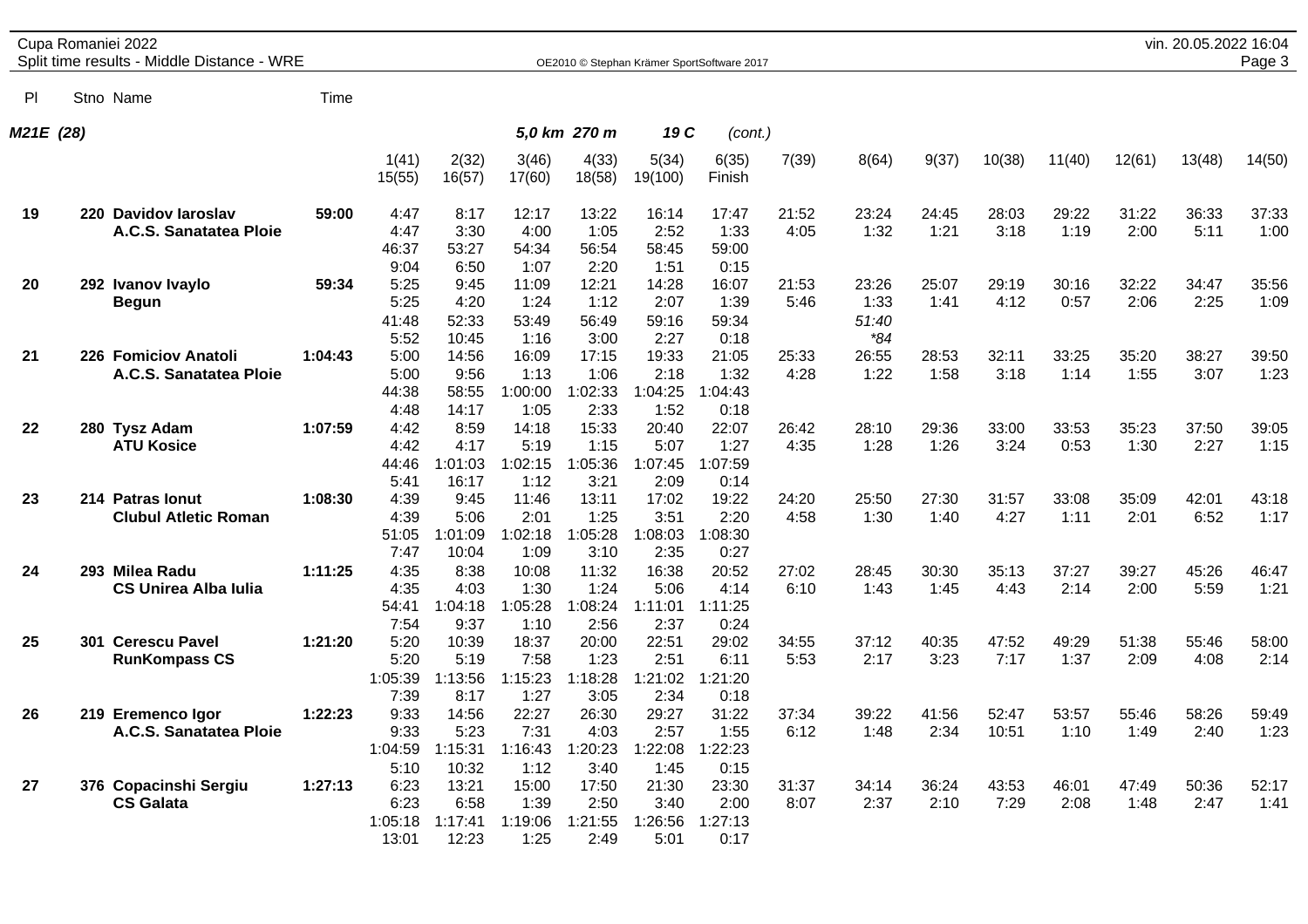Cupa Romaniei 2022
Split time results - Middle Distance - WRE

OE2010 © Stephan Krämer SportSoftware 2017

vin. 20.05.2022 16:04

### M21E (28) — 5,0 km 270 m — 19 C (cont.)

| Pl | Stno | Name | Time | 1(41) / 15(55) | 2(32) / 16(57) | 3(46) / 17(60) | 4(33) / 18(58) | 5(34) / 19(100) | 6(35) / Finish | 7(39) | 8(64) | 9(37) | 10(38) | 11(40) | 12(61) | 13(48) | 14(50) |
|---|---|---|---|---|---|---|---|---|---|---|---|---|---|---|---|---|---|
| 19 | 220 | **Davidov Iaroslav** | **59:00** | 4:47 | 8:17 | 12:17 | 13:22 | 16:14 | 17:47 | 21:52 | 23:24 | 24:45 | 28:03 | 29:22 | 31:22 | 36:33 | 37:33 |
| | | **A.C.S. Sanatatea Ploie** | | 4:47 | 3:30 | 4:00 | 1:05 | 2:52 | 1:33 | 4:05 | 1:32 | 1:21 | 3:18 | 1:19 | 2:00 | 5:11 | 1:00 |
| | | | | 46:37 | 53:27 | 54:34 | 56:54 | 58:45 | 59:00 | | | | | | | | |
| | | | | 9:04 | 6:50 | 1:07 | 2:20 | 1:51 | 0:15 | | | | | | | | |
| 20 | 292 | **Ivanov Ivaylo** | **59:34** | 5:25 | 9:45 | 11:09 | 12:21 | 14:28 | 16:07 | 21:53 | 23:26 | 25:07 | 29:19 | 30:16 | 32:22 | 34:47 | 35:56 |
| | | **Begun** | | 5:25 | 4:20 | 1:24 | 1:12 | 2:07 | 1:39 | 5:46 | 1:33 | 1:41 | 4:12 | 0:57 | 2:06 | 2:25 | 1:09 |
| | | | | 41:48 | 52:33 | 53:49 | 56:49 | 59:16 | 59:34 | | *51:40* | | | | | | |
| | | | | 5:52 | 10:45 | 1:16 | 3:00 | 2:27 | 0:18 | | *\*84* | | | | | | |
| 21 | 226 | **Fomiciov Anatoli** | **1:04:43** | 5:00 | 14:56 | 16:09 | 17:15 | 19:33 | 21:05 | 25:33 | 26:55 | 28:53 | 32:11 | 33:25 | 35:20 | 38:27 | 39:50 |
| | | **A.C.S. Sanatatea Ploie** | | 5:00 | 9:56 | 1:13 | 1:06 | 2:18 | 1:32 | 4:28 | 1:22 | 1:58 | 3:18 | 1:14 | 1:55 | 3:07 | 1:23 |
| | | | | 44:38 | 58:55 | 1:00:00 | 1:02:33 | 1:04:25 | 1:04:43 | | | | | | | | |
| | | | | 4:48 | 14:17 | 1:05 | 2:33 | 1:52 | 0:18 | | | | | | | | |
| 22 | 280 | **Tysz Adam** | **1:07:59** | 4:42 | 8:59 | 14:18 | 15:33 | 20:40 | 22:07 | 26:42 | 28:10 | 29:36 | 33:00 | 33:53 | 35:23 | 37:50 | 39:05 |
| | | **ATU Kosice** | | 4:42 | 4:17 | 5:19 | 1:15 | 5:07 | 1:27 | 4:35 | 1:28 | 1:26 | 3:24 | 0:53 | 1:30 | 2:27 | 1:15 |
| | | | | 44:46 | 1:01:03 | 1:02:15 | 1:05:36 | 1:07:45 | 1:07:59 | | | | | | | | |
| | | | | 5:41 | 16:17 | 1:12 | 3:21 | 2:09 | 0:14 | | | | | | | | |
| 23 | 214 | **Patras Ionut** | **1:08:30** | 4:39 | 9:45 | 11:46 | 13:11 | 17:02 | 19:22 | 24:20 | 25:50 | 27:30 | 31:57 | 33:08 | 35:09 | 42:01 | 43:18 |
| | | **Clubul Atletic Roman** | | 4:39 | 5:06 | 2:01 | 1:25 | 3:51 | 2:20 | 4:58 | 1:30 | 1:40 | 4:27 | 1:11 | 2:01 | 6:52 | 1:17 |
| | | | | 51:05 | 1:01:09 | 1:02:18 | 1:05:28 | 1:08:03 | 1:08:30 | | | | | | | | |
| | | | | 7:47 | 10:04 | 1:09 | 3:10 | 2:35 | 0:27 | | | | | | | | |
| 24 | 293 | **Milea Radu** | **1:11:25** | 4:35 | 8:38 | 10:08 | 11:32 | 16:38 | 20:52 | 27:02 | 28:45 | 30:30 | 35:13 | 37:27 | 39:27 | 45:26 | 46:47 |
| | | **CS Unirea Alba Iulia** | | 4:35 | 4:03 | 1:30 | 1:24 | 5:06 | 4:14 | 6:10 | 1:43 | 1:45 | 4:43 | 2:14 | 2:00 | 5:59 | 1:21 |
| | | | | 54:41 | 1:04:18 | 1:05:28 | 1:08:24 | 1:11:01 | 1:11:25 | | | | | | | | |
| | | | | 7:54 | 9:37 | 1:10 | 2:56 | 2:37 | 0:24 | | | | | | | | |
| 25 | 301 | **Cerescu Pavel** | **1:21:20** | 5:20 | 10:39 | 18:37 | 20:00 | 22:51 | 29:02 | 34:55 | 37:12 | 40:35 | 47:52 | 49:29 | 51:38 | 55:46 | 58:00 |
| | | **RunKompass CS** | | 5:20 | 5:19 | 7:58 | 1:23 | 2:51 | 6:11 | 5:53 | 2:17 | 3:23 | 7:17 | 1:37 | 2:09 | 4:08 | 2:14 |
| | | | | 1:05:39 | 1:13:56 | 1:15:23 | 1:18:28 | 1:21:02 | 1:21:20 | | | | | | | | |
| | | | | 7:39 | 8:17 | 1:27 | 3:05 | 2:34 | 0:18 | | | | | | | | |
| 26 | 219 | **Eremenco Igor** | **1:22:23** | 9:33 | 14:56 | 22:27 | 26:30 | 29:27 | 31:22 | 37:34 | 39:22 | 41:56 | 52:47 | 53:57 | 55:46 | 58:26 | 59:49 |
| | | **A.C.S. Sanatatea Ploie** | | 9:33 | 5:23 | 7:31 | 4:03 | 2:57 | 1:55 | 6:12 | 1:48 | 2:34 | 10:51 | 1:10 | 1:49 | 2:40 | 1:23 |
| | | | | 1:04:59 | 1:15:31 | 1:16:43 | 1:20:23 | 1:22:08 | 1:22:23 | | | | | | | | |
| | | | | 5:10 | 10:32 | 1:12 | 3:40 | 1:45 | 0:15 | | | | | | | | |
| 27 | 376 | **Copacinshi Sergiu** | **1:27:13** | 6:23 | 13:21 | 15:00 | 17:50 | 21:30 | 23:30 | 31:37 | 34:14 | 36:24 | 43:53 | 46:01 | 47:49 | 50:36 | 52:17 |
| | | **CS Galata** | | 6:23 | 6:58 | 1:39 | 2:50 | 3:40 | 2:00 | 8:07 | 2:37 | 2:10 | 7:29 | 2:08 | 1:48 | 2:47 | 1:41 |
| | | | | 1:05:18 | 1:17:41 | 1:19:06 | 1:21:55 | 1:26:56 | 1:27:13 | | | | | | | | |
| | | | | 13:01 | 12:23 | 1:25 | 2:49 | 5:01 | 0:17 | | | | | | | | |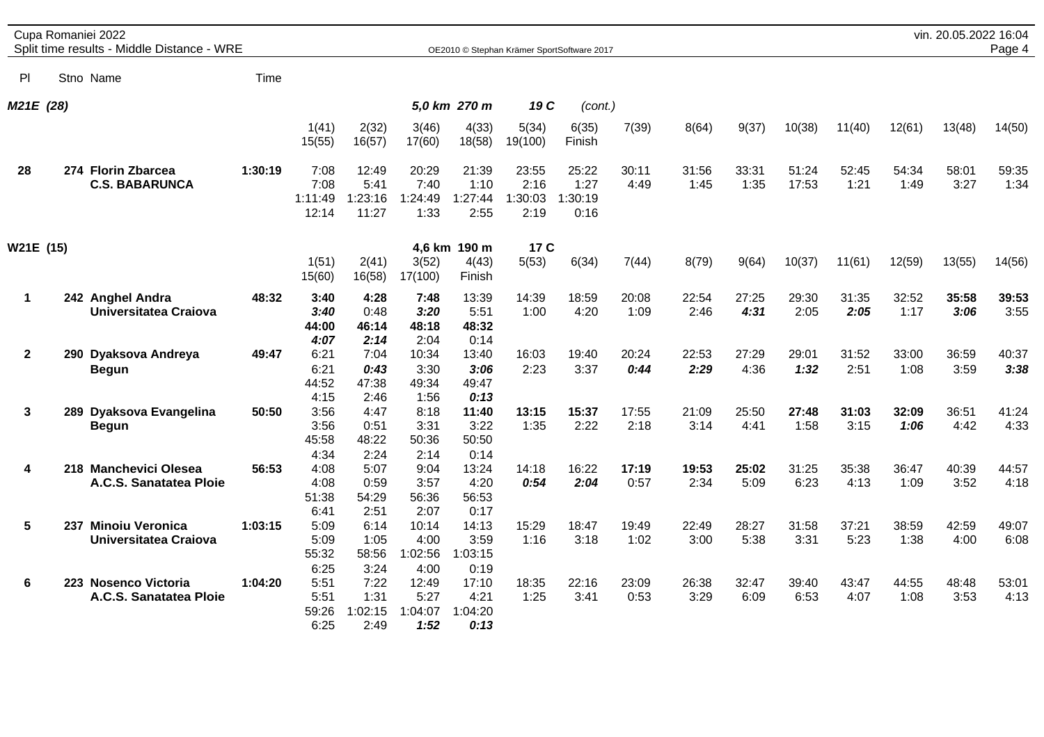Cupa Romaniei 2022
Split time results - Middle Distance - WRE

vin. 20.05.2022 16:04

## M21E (28) — 5,0 km 270 m, 19 C (cont.)

| Pl | Stno | Name | Time | 1(41) | 2(32) | 3(46) | 4(33) | 5(34) | 6(35) | 7(39) | 8(64) | 9(37) | 10(38) | 11(40) | 12(61) | 13(48) | 14(50) |
|---|---|---|---|---|---|---|---|---|---|---|---|---|---|---|---|---|---|
| | | | | 15(55) | 16(57) | 17(60) | 18(58) | 19(100) | Finish | | | | | | | | |
| 28 | 274 | **Florin Zbarcea** | **1:30:19** | 7:08 | 12:49 | 20:29 | 21:39 | 23:55 | 25:22 | 30:11 | 31:56 | 33:31 | 51:24 | 52:45 | 54:34 | 58:01 | 59:35 |
| | | **C.S. BABARUNCA** | | 7:08 | 5:41 | 7:40 | 1:10 | 2:16 | 1:27 | 4:49 | 1:45 | 1:35 | 17:53 | 1:21 | 1:49 | 3:27 | 1:34 |
| | | | | 1:11:49 | 1:23:16 | 1:24:49 | 1:27:44 | 1:30:03 | 1:30:19 | | | | | | | | |
| | | | | 12:14 | 11:27 | 1:33 | 2:55 | 2:19 | 0:16 | | | | | | | | |

## W21E (15) — 4,6 km 190 m, 17 C

| Pl | Stno | Name | Time | 1(51) | 2(41) | 3(52) | 4(43) | 5(53) | 6(34) | 7(44) | 8(79) | 9(64) | 10(37) | 11(61) | 12(59) | 13(55) | 14(56) |
|---|---|---|---|---|---|---|---|---|---|---|---|---|---|---|---|---|---|
| | | | | 15(60) | 16(58) | 17(100) | Finish | | | | | | | | | | |
| 1 | 242 | **Anghel Andra** | **48:32** | **3:40** | **4:28** | **7:48** | 13:39 | 14:39 | 18:59 | 20:08 | 22:54 | 27:25 | 29:30 | 31:35 | 32:52 | **35:58** | **39:53** |
| | | **Universitatea Craiova** | | ***3:40*** | 0:48 | ***3:20*** | 5:51 | 1:00 | 4:20 | 1:09 | 2:46 | ***4:31*** | 2:05 | ***2:05*** | 1:17 | ***3:06*** | 3:55 |
| | | | | **44:00** | **46:14** | **48:18** | **48:32** | | | | | | | | | | |
| | | | | ***4:07*** | ***2:14*** | 2:04 | 0:14 | | | | | | | | | | |
| 2 | 290 | **Dyaksova Andreya** | **49:47** | 6:21 | 7:04 | 10:34 | 13:40 | 16:03 | 19:40 | 20:24 | 22:53 | 27:29 | 29:01 | 31:52 | 33:00 | 36:59 | 40:37 |
| | | **Begun** | | 6:21 | ***0:43*** | 3:30 | ***3:06*** | 2:23 | 3:37 | ***0:44*** | ***2:29*** | 4:36 | ***1:32*** | 2:51 | 1:08 | 3:59 | ***3:38*** |
| | | | | 44:52 | 47:38 | 49:34 | 49:47 | | | | | | | | | | |
| | | | | 4:15 | 2:46 | 1:56 | ***0:13*** | | | | | | | | | | |
| 3 | 289 | **Dyaksova Evangelina** | **50:50** | 3:56 | 4:47 | 8:18 | **11:40** | **13:15** | **15:37** | 17:55 | 21:09 | 25:50 | **27:48** | **31:03** | **32:09** | 36:51 | 41:24 |
| | | **Begun** | | 3:56 | 0:51 | 3:31 | 3:22 | 1:35 | 2:22 | 2:18 | 3:14 | 4:41 | 1:58 | 3:15 | ***1:06*** | 4:42 | 4:33 |
| | | | | 45:58 | 48:22 | 50:36 | 50:50 | | | | | | | | | | |
| | | | | 4:34 | 2:24 | 2:14 | 0:14 | | | | | | | | | | |
| 4 | 218 | **Manchevici Olesea** | **56:53** | 4:08 | 5:07 | 9:04 | 13:24 | 14:18 | 16:22 | **17:19** | **19:53** | **25:02** | 31:25 | 35:38 | 36:47 | 40:39 | 44:57 |
| | | **A.C.S. Sanatatea Ploie** | | 4:08 | 0:59 | 3:57 | 4:20 | ***0:54*** | ***2:04*** | 0:57 | 2:34 | 5:09 | 6:23 | 4:13 | 1:09 | 3:52 | 4:18 |
| | | | | 51:38 | 54:29 | 56:36 | 56:53 | | | | | | | | | | |
| | | | | 6:41 | 2:51 | 2:07 | 0:17 | | | | | | | | | | |
| 5 | 237 | **Minoiu Veronica** | **1:03:15** | 5:09 | 6:14 | 10:14 | 14:13 | 15:29 | 18:47 | 19:49 | 22:49 | 28:27 | 31:58 | 37:21 | 38:59 | 42:59 | 49:07 |
| | | **Universitatea Craiova** | | 5:09 | 1:05 | 4:00 | 3:59 | 1:16 | 3:18 | 1:02 | 3:00 | 5:38 | 3:31 | 5:23 | 1:38 | 4:00 | 6:08 |
| | | | | 55:32 | 58:56 | 1:02:56 | 1:03:15 | | | | | | | | | | |
| | | | | 6:25 | 3:24 | 4:00 | 0:19 | | | | | | | | | | |
| 6 | 223 | **Nosenco Victoria** | **1:04:20** | 5:51 | 7:22 | 12:49 | 17:10 | 18:35 | 22:16 | 23:09 | 26:38 | 32:47 | 39:40 | 43:47 | 44:55 | 48:48 | 53:01 |
| | | **A.C.S. Sanatatea Ploie** | | 5:51 | 1:31 | 5:27 | 4:21 | 1:25 | 3:41 | 0:53 | 3:29 | 6:09 | 6:53 | 4:07 | 1:08 | 3:53 | 4:13 |
| | | | | 59:26 | 1:02:15 | 1:04:07 | 1:04:20 | | | | | | | | | | |
| | | | | 6:25 | 2:49 | ***1:52*** | ***0:13*** | | | | | | | | | | |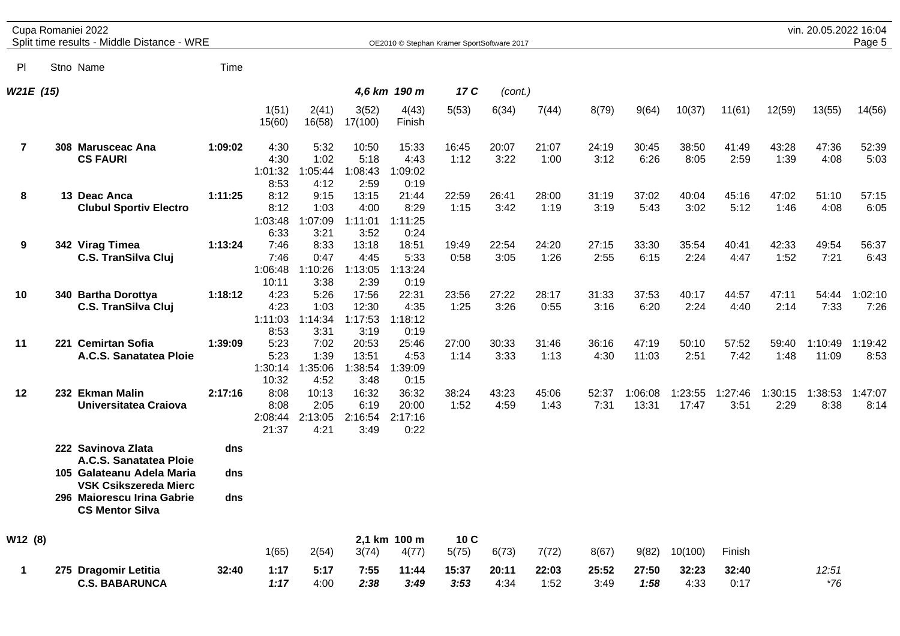Cupa Romaniei 2022
Split time results - Middle Distance - WRE

OE2010 © Stephan Krämer SportSoftware 2017

vin. 20.05.2022 16:04

## W21E (15) — 4,6 km 190 m — 17 C (cont.)

| Pl | Stno | Name | Time | 1(51) / 15(60) | 2(41) / 16(58) | 3(52) / 17(100) | 4(43) / Finish | 5(53) | 6(34) | 7(44) | 8(79) | 9(64) | 10(37) | 11(61) | 12(59) | 13(55) | 14(56) |
|---|---|---|---|---|---|---|---|---|---|---|---|---|---|---|---|---|---|
| 7 | 308 | **Marusceac Ana** | **1:09:02** | 4:30 | 5:32 | 10:50 | 15:33 | 16:45 | 20:07 | 21:07 | 24:19 | 30:45 | 38:50 | 41:49 | 43:28 | 47:36 | 52:39 |
| | | **CS FAURI** | | 4:30 | 1:02 | 5:18 | 4:43 | 1:12 | 3:22 | 1:00 | 3:12 | 6:26 | 8:05 | 2:59 | 1:39 | 4:08 | 5:03 |
| | | | | 1:01:32 | 1:05:44 | 1:08:43 | 1:09:02 | | | | | | | | | | |
| | | | | 8:53 | 4:12 | 2:59 | 0:19 | | | | | | | | | | |
| 8 | 13 | **Deac Anca** | **1:11:25** | 8:12 | 9:15 | 13:15 | 21:44 | 22:59 | 26:41 | 28:00 | 31:19 | 37:02 | 40:04 | 45:16 | 47:02 | 51:10 | 57:15 |
| | | **Clubul Sportiv Electro** | | 8:12 | 1:03 | 4:00 | 8:29 | 1:15 | 3:42 | 1:19 | 3:19 | 5:43 | 3:02 | 5:12 | 1:46 | 4:08 | 6:05 |
| | | | | 1:03:48 | 1:07:09 | 1:11:01 | 1:11:25 | | | | | | | | | | |
| | | | | 6:33 | 3:21 | 3:52 | 0:24 | | | | | | | | | | |
| 9 | 342 | **Virag Timea** | **1:13:24** | 7:46 | 8:33 | 13:18 | 18:51 | 19:49 | 22:54 | 24:20 | 27:15 | 33:30 | 35:54 | 40:41 | 42:33 | 49:54 | 56:37 |
| | | **C.S. TranSilva Cluj** | | 7:46 | 0:47 | 4:45 | 5:33 | 0:58 | 3:05 | 1:26 | 2:55 | 6:15 | 2:24 | 4:47 | 1:52 | 7:21 | 6:43 |
| | | | | 1:06:48 | 1:10:26 | 1:13:05 | 1:13:24 | | | | | | | | | | |
| | | | | 10:11 | 3:38 | 2:39 | 0:19 | | | | | | | | | | |
| 10 | 340 | **Bartha Dorottya** | **1:18:12** | 4:23 | 5:26 | 17:56 | 22:31 | 23:56 | 27:22 | 28:17 | 31:33 | 37:53 | 40:17 | 44:57 | 47:11 | 54:44 | 1:02:10 |
| | | **C.S. TranSilva Cluj** | | 4:23 | 1:03 | 12:30 | 4:35 | 1:25 | 3:26 | 0:55 | 3:16 | 6:20 | 2:24 | 4:40 | 2:14 | 7:33 | 7:26 |
| | | | | 1:11:03 | 1:14:34 | 1:17:53 | 1:18:12 | | | | | | | | | | |
| | | | | 8:53 | 3:31 | 3:19 | 0:19 | | | | | | | | | | |
| 11 | 221 | **Cemirtan Sofia** | **1:39:09** | 5:23 | 7:02 | 20:53 | 25:46 | 27:00 | 30:33 | 31:46 | 36:16 | 47:19 | 50:10 | 57:52 | 59:40 | 1:10:49 | 1:19:42 |
| | | **A.C.S. Sanatatea Ploie** | | 5:23 | 1:39 | 13:51 | 4:53 | 1:14 | 3:33 | 1:13 | 4:30 | 11:03 | 2:51 | 7:42 | 1:48 | 11:09 | 8:53 |
| | | | | 1:30:14 | 1:35:06 | 1:38:54 | 1:39:09 | | | | | | | | | | |
| | | | | 10:32 | 4:52 | 3:48 | 0:15 | | | | | | | | | | |
| 12 | 232 | **Ekman Malin** | **2:17:16** | 8:08 | 10:13 | 16:32 | 36:32 | 38:24 | 43:23 | 45:06 | 52:37 | 1:06:08 | 1:23:55 | 1:27:46 | 1:30:15 | 1:38:53 | 1:47:07 |
| | | **Universitatea Craiova** | | 8:08 | 2:05 | 6:19 | 20:00 | 1:52 | 4:59 | 1:43 | 7:31 | 13:31 | 17:47 | 3:51 | 2:29 | 8:38 | 8:14 |
| | | | | 2:08:44 | 2:13:05 | 2:16:54 | 2:17:16 | | | | | | | | | | |
| | | | | 21:37 | 4:21 | 3:49 | 0:22 | | | | | | | | | | |
| | 222 | **Savinova Zlata** / **A.C.S. Sanatatea Ploie** | **dns** | | | | | | | | | | | | | | |
| | 105 | **Galateanu Adela Maria** / **VSK Csikszereda Mierc** | **dns** | | | | | | | | | | | | | | |
| | 296 | **Maiorescu Irina Gabrie** / **CS Mentor Silva** | **dns** | | | | | | | | | | | | | | |

## W12 (8) — 2,1 km 100 m — 10 C

| Pl | Stno | Name | Time | 1(65) | 2(54) | 3(74) | 4(77) | 5(75) | 6(73) | 7(72) | 8(67) | 9(82) | 10(100) | Finish | | |
|---|---|---|---|---|---|---|---|---|---|---|---|---|---|---|---|---|
| 1 | 275 | **Dragomir Letitia** | **32:40** | **1:17** | **5:17** | **7:55** | **11:44** | **15:37** | **20:11** | **22:03** | **25:52** | **27:50** | **32:23** | **32:40** | | *12:51* |
| | | **C.S. BABARUNCA** | | ***1:17*** | 4:00 | ***2:38*** | ***3:49*** | ***3:53*** | 4:34 | 1:52 | 3:49 | ***1:58*** | 4:33 | 0:17 | | *\*76* |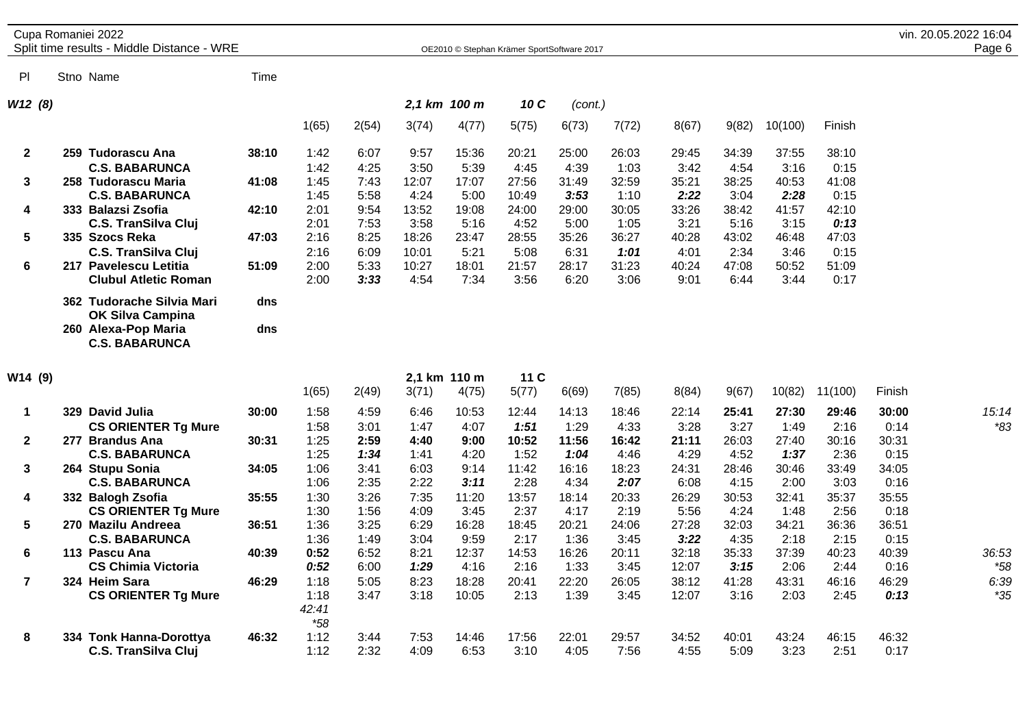Cupa Romaniei 2022
Split time results - Middle Distance - WRE

OE2010 © Stephan Krämer SportSoftware 2017

vin. 20.05.2022 16:04

## W12 (8) — 2,1 km 100 m 10 C (cont.)

| Pl | Stno | Name | Time | 1(65) | 2(54) | 3(74) | 4(77) | 5(75) | 6(73) | 7(72) | 8(67) | 9(82) | 10(100) | Finish |
|---|---|---|---|---|---|---|---|---|---|---|---|---|---|---|
| **2** | **259** | **Tudorascu Ana** | **38:10** | 1:42 | 6:07 | 9:57 | 15:36 | 20:21 | 25:00 | 26:03 | 29:45 | 34:39 | 37:55 | 38:10 |
| | | **C.S. BABARUNCA** | | 1:42 | 4:25 | 3:50 | 5:39 | 4:45 | 4:39 | 1:03 | 3:42 | 4:54 | 3:16 | 0:15 |
| **3** | **258** | **Tudorascu Maria** | **41:08** | 1:45 | 7:43 | 12:07 | 17:07 | 27:56 | 31:49 | 32:59 | 35:21 | 38:25 | 40:53 | 41:08 |
| | | **C.S. BABARUNCA** | | 1:45 | 5:58 | 4:24 | 5:00 | 10:49 | ***3:53*** | 1:10 | ***2:22*** | 3:04 | ***2:28*** | 0:15 |
| **4** | **333** | **Balazsi Zsofia** | **42:10** | 2:01 | 9:54 | 13:52 | 19:08 | 24:00 | 29:00 | 30:05 | 33:26 | 38:42 | 41:57 | 42:10 |
| | | **C.S. TranSilva Cluj** | | 2:01 | 7:53 | 3:58 | 5:16 | 4:52 | 5:00 | 1:05 | 3:21 | 5:16 | 3:15 | ***0:13*** |
| **5** | **335** | **Szocs Reka** | **47:03** | 2:16 | 8:25 | 18:26 | 23:47 | 28:55 | 35:26 | 36:27 | 40:28 | 43:02 | 46:48 | 47:03 |
| | | **C.S. TranSilva Cluj** | | 2:16 | 6:09 | 10:01 | 5:21 | 5:08 | 6:31 | ***1:01*** | 4:01 | 2:34 | 3:46 | 0:15 |
| **6** | **217** | **Pavelescu Letitia** | **51:09** | 2:00 | 5:33 | 10:27 | 18:01 | 21:57 | 28:17 | 31:23 | 40:24 | 47:08 | 50:52 | 51:09 |
| | | **Clubul Atletic Roman** | | 2:00 | ***3:33*** | 4:54 | 7:34 | 3:56 | 6:20 | 3:06 | 9:01 | 6:44 | 3:44 | 0:17 |
| | **362** | **Tudorache Silvia Mari** | **dns** | | | | | | | | | | | |
| | | **OK Silva Campina** | | | | | | | | | | | | |
| | **260** | **Alexa-Pop Maria** | **dns** | | | | | | | | | | | |
| | | **C.S. BABARUNCA** | | | | | | | | | | | | |

## W14 (9) — 2,1 km 110 m 11 C

| Pl | Stno | Name | Time | 1(65) | 2(49) | 3(71) | 4(75) | 5(77) | 6(69) | 7(85) | 8(84) | 9(67) | 10(82) | 11(100) | Finish | |
|---|---|---|---|---|---|---|---|---|---|---|---|---|---|---|---|---|
| **1** | **329** | **David Julia** | **30:00** | 1:58 | 4:59 | 6:46 | 10:53 | 12:44 | 14:13 | 18:46 | 22:14 | **25:41** | **27:30** | **29:46** | **30:00** | *15:14* |
| | | **CS ORIENTER Tg Mure** | | 1:58 | 3:01 | 1:47 | 4:07 | ***1:51*** | 1:29 | 4:33 | 3:28 | 3:27 | 1:49 | 2:16 | 0:14 | *\*83* |
| **2** | **277** | **Brandus Ana** | **30:31** | 1:25 | **2:59** | **4:40** | **9:00** | **10:52** | **11:56** | **16:42** | **21:11** | 26:03 | 27:40 | 30:16 | 30:31 | |
| | | **C.S. BABARUNCA** | | 1:25 | ***1:34*** | 1:41 | 4:20 | 1:52 | ***1:04*** | 4:46 | 4:29 | 4:52 | ***1:37*** | 2:36 | 0:15 | |
| **3** | **264** | **Stupu Sonia** | **34:05** | 1:06 | 3:41 | 6:03 | 9:14 | 11:42 | 16:16 | 18:23 | 24:31 | 28:46 | 30:46 | 33:49 | 34:05 | |
| | | **C.S. BABARUNCA** | | 1:06 | 2:35 | 2:22 | ***3:11*** | 2:28 | 4:34 | ***2:07*** | 6:08 | 4:15 | 2:00 | 3:03 | 0:16 | |
| **4** | **332** | **Balogh Zsofia** | **35:55** | 1:30 | 3:26 | 7:35 | 11:20 | 13:57 | 18:14 | 20:33 | 26:29 | 30:53 | 32:41 | 35:37 | 35:55 | |
| | | **CS ORIENTER Tg Mure** | | 1:30 | 1:56 | 4:09 | 3:45 | 2:37 | 4:17 | 2:19 | 5:56 | 4:24 | 1:48 | 2:56 | 0:18 | |
| **5** | **270** | **Mazilu Andreea** | **36:51** | 1:36 | 3:25 | 6:29 | 16:28 | 18:45 | 20:21 | 24:06 | 27:28 | 32:03 | 34:21 | 36:36 | 36:51 | |
| | | **C.S. BABARUNCA** | | 1:36 | 1:49 | 3:04 | 9:59 | 2:17 | 1:36 | 3:45 | ***3:22*** | 4:35 | 2:18 | 2:15 | 0:15 | |
| **6** | **113** | **Pascu Ana** | **40:39** | **0:52** | 6:52 | 8:21 | 12:37 | 14:53 | 16:26 | 20:11 | 32:18 | 35:33 | 37:39 | 40:23 | 40:39 | *36:53* |
| | | **CS Chimia Victoria** | | ***0:52*** | 6:00 | ***1:29*** | 4:16 | 2:16 | 1:33 | 3:45 | 12:07 | ***3:15*** | 2:06 | 2:44 | 0:16 | *\*58* |
| **7** | **324** | **Heim Sara** | **46:29** | 1:18 | 5:05 | 8:23 | 18:28 | 20:41 | 22:20 | 26:05 | 38:12 | 41:28 | 43:31 | 46:16 | 46:29 | *6:39* |
| | | **CS ORIENTER Tg Mure** | | 1:18 | 3:47 | 3:18 | 10:05 | 2:13 | 1:39 | 3:45 | 12:07 | 3:16 | 2:03 | 2:45 | ***0:13*** | *\*35* |
| | | | | *42:41* | | | | | | | | | | | | |
| | | | | *\*58* | | | | | | | | | | | | |
| **8** | **334** | **Tonk Hanna-Dorottya** | **46:32** | 1:12 | 3:44 | 7:53 | 14:46 | 17:56 | 22:01 | 29:57 | 34:52 | 40:01 | 43:24 | 46:15 | 46:32 | |
| | | **C.S. TranSilva Cluj** | | 1:12 | 2:32 | 4:09 | 6:53 | 3:10 | 4:05 | 7:56 | 4:55 | 5:09 | 3:23 | 2:51 | 0:17 | |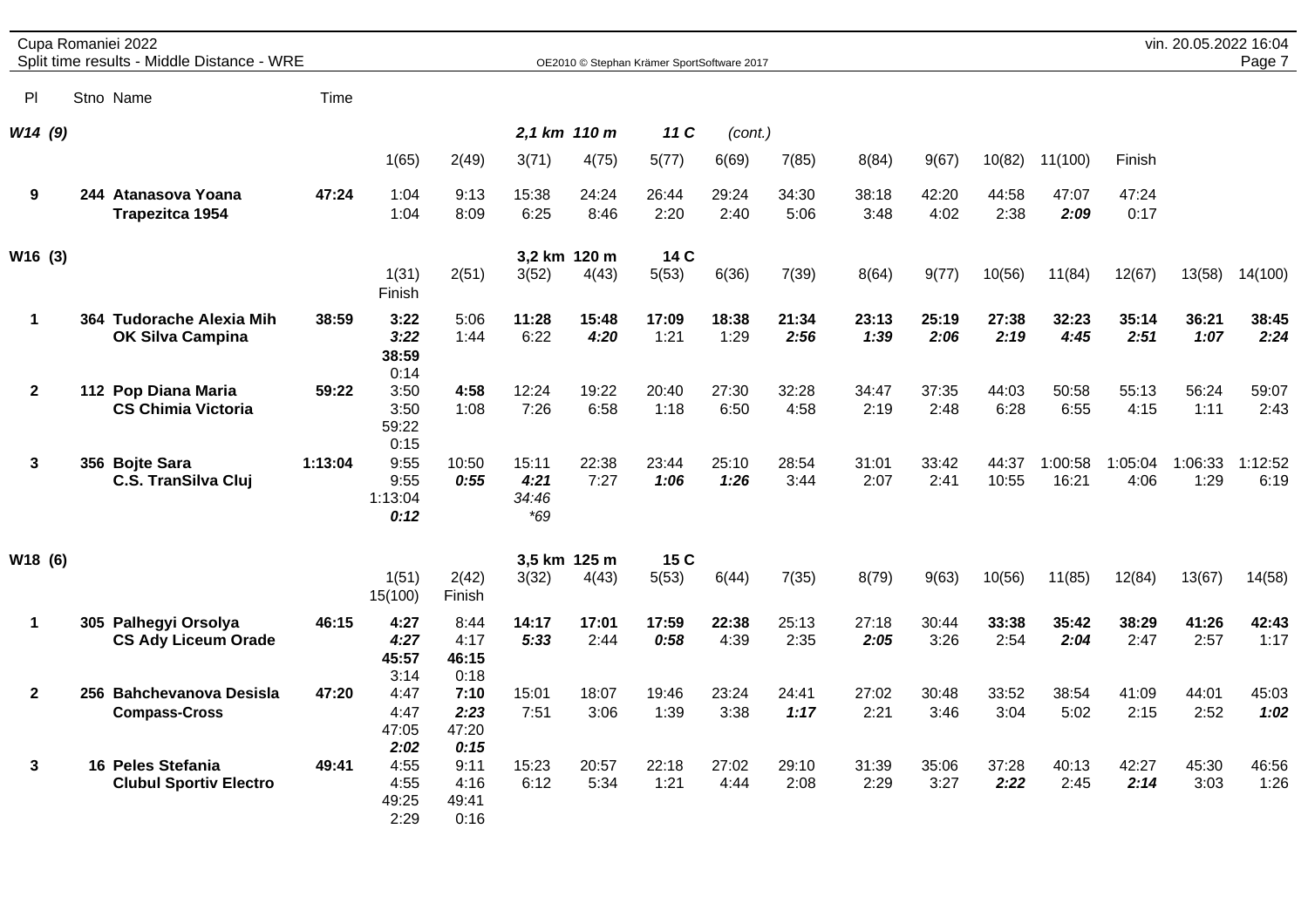Cupa Romaniei 2022
Split time results - Middle Distance - WRE

OE2010 © Stephan Krämer SportSoftware 2017

vin. 20.05.2022 16:04

## W14 (9) — 2,1 km 110 m 11 C (cont.)

| Pl | Stno | Name | Time | 1(65) | 2(49) | 3(71) | 4(75) | 5(77) | 6(69) | 7(85) | 8(84) | 9(67) | 10(82) | 11(100) | Finish |
|---|---|---|---|---|---|---|---|---|---|---|---|---|---|---|---|
| 9 | 244 | Atanasova Yoana | 47:24 | 1:04 | 9:13 | 15:38 | 24:24 | 26:44 | 29:24 | 34:30 | 38:18 | 42:20 | 44:58 | 47:07 | 47:24 |
| | | Trapezitca 1954 | | 1:04 | 8:09 | 6:25 | 8:46 | 2:20 | 2:40 | 5:06 | 3:48 | 4:02 | 2:38 | *2:09* | 0:17 |

## W16 (3) — 3,2 km 120 m 14 C

| Pl | Stno | Name | Time | 1(31) / Finish | 2(51) | 3(52) | 4(43) | 5(53) | 6(36) | 7(39) | 8(64) | 9(77) | 10(56) | 11(84) | 12(67) | 13(58) | 14(100) |
|---|---|---|---|---|---|---|---|---|---|---|---|---|---|---|---|---|---|
| 1 | 364 | Tudorache Alexia Mih | 38:59 | **3:22** | 5:06 | **11:28** | **15:48** | **17:09** | **18:38** | **21:34** | **23:13** | **25:19** | **27:38** | **32:23** | **35:14** | **36:21** | **38:45** |
| | | OK Silva Campina | | ***3:22*** | 1:44 | 6:22 | ***4:20*** | 1:21 | 1:29 | ***2:56*** | ***1:39*** | ***2:06*** | ***2:19*** | ***4:45*** | ***2:51*** | ***1:07*** | ***2:24*** |
| | | | | **38:59** | | | | | | | | | | | | | |
| | | | | 0:14 | | | | | | | | | | | | | |
| 2 | 112 | Pop Diana Maria | 59:22 | 3:50 | **4:58** | 12:24 | 19:22 | 20:40 | 27:30 | 32:28 | 34:47 | 37:35 | 44:03 | 50:58 | 55:13 | 56:24 | 59:07 |
| | | CS Chimia Victoria | | 3:50 | 1:08 | 7:26 | 6:58 | 1:18 | 6:50 | 4:58 | 2:19 | 2:48 | 6:28 | 6:55 | 4:15 | 1:11 | 2:43 |
| | | | | 59:22 | | | | | | | | | | | | | |
| | | | | 0:15 | | | | | | | | | | | | | |
| 3 | 356 | Bojte Sara | 1:13:04 | 9:55 | 10:50 | 15:11 | 22:38 | 23:44 | 25:10 | 28:54 | 31:01 | 33:42 | 44:37 | 1:00:58 | 1:05:04 | 1:06:33 | 1:12:52 |
| | | C.S. TranSilva Cluj | | 9:55 | ***0:55*** | ***4:21*** | 7:27 | ***1:06*** | ***1:26*** | 3:44 | 2:07 | 2:41 | 10:55 | 16:21 | 4:06 | 1:29 | 6:19 |
| | | | | 1:13:04 | | *34:46* | | | | | | | | | | | |
| | | | | ***0:12*** | | *\*69* | | | | | | | | | | | |

## W18 (6) — 3,5 km 125 m 15 C

| Pl | Stno | Name | Time | 1(51) / 15(100) | 2(42) / Finish | 3(32) | 4(43) | 5(53) | 6(44) | 7(35) | 8(79) | 9(63) | 10(56) | 11(85) | 12(84) | 13(67) | 14(58) |
|---|---|---|---|---|---|---|---|---|---|---|---|---|---|---|---|---|---|
| 1 | 305 | Palhegyi Orsolya | 46:15 | **4:27** | 8:44 | **14:17** | **17:01** | **17:59** | **22:38** | 25:13 | **27:18** | 30:44 | **33:38** | **35:42** | **38:29** | **41:26** | **42:43** |
| | | CS Ady Liceum Orade | | ***4:27*** | 4:17 | ***5:33*** | 2:44 | ***0:58*** | 4:39 | 2:35 | ***2:05*** | 3:26 | 2:54 | ***2:04*** | 2:47 | 2:57 | 1:17 |
| | | | | **45:57** | **46:15** | | | | | | | | | | | | |
| | | | | 3:14 | 0:18 | | | | | | | | | | | | |
| 2 | 256 | Bahchevanova Desisla | 47:20 | 4:47 | **7:10** | 15:01 | 18:07 | 19:46 | 23:24 | 24:41 | 27:02 | 30:48 | 33:52 | 38:54 | 41:09 | 44:01 | 45:03 |
| | | Compass-Cross | | 4:47 | ***2:23*** | 7:51 | 3:06 | 1:39 | 3:38 | ***1:17*** | 2:21 | 3:46 | 3:04 | 5:02 | 2:15 | 2:52 | ***1:02*** |
| | | | | 47:05 | 47:20 | | | | | | | | | | | | |
| | | | | ***2:02*** | ***0:15*** | | | | | | | | | | | | |
| 3 | 16 | Peles Stefania | 49:41 | 4:55 | 9:11 | 15:23 | 20:57 | 22:18 | 27:02 | 29:10 | 31:39 | 35:06 | 37:28 | 40:13 | 42:27 | 45:30 | 46:56 |
| | | Clubul Sportiv Electro | | 4:55 | 4:16 | 6:12 | 5:34 | 1:21 | 4:44 | 2:08 | 2:29 | 3:27 | ***2:22*** | 2:45 | ***2:14*** | 3:03 | 1:26 |
| | | | | 49:25 | 49:41 | | | | | | | | | | | | |
| | | | | 2:29 | 0:16 | | | | | | | | | | | | |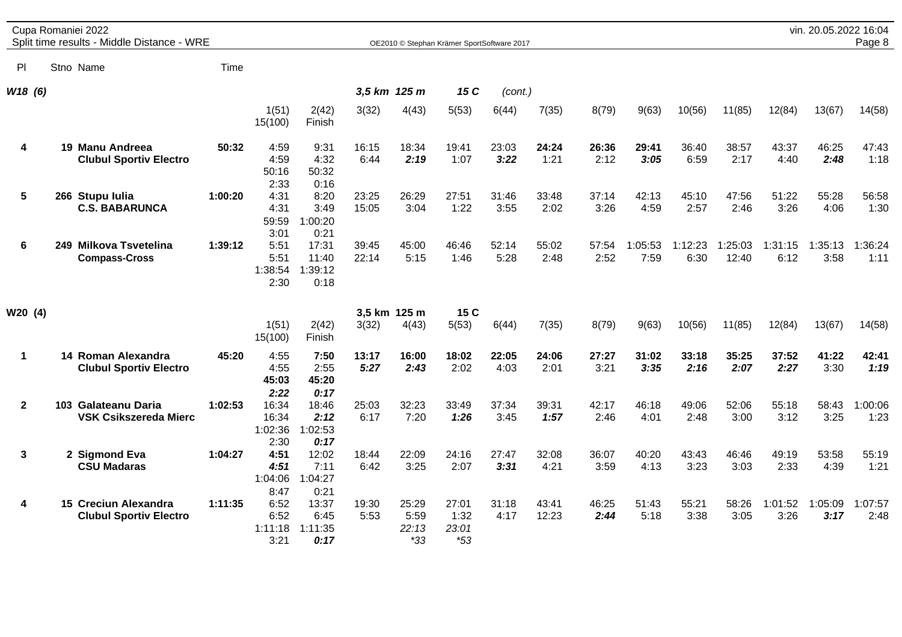Cupa Romaniei 2022
Split time results - Middle Distance - WRE

OE2010 © Stephan Krämer SportSoftware 2017

vin. 20.05.2022 16:04

## W18 (6) — 3,5 km 125 m 15 C (cont.)

| Pl | Stno | Name | Time | 1(51) / 15(100) | 2(42) / Finish | 3(32) | 4(43) | 5(53) | 6(44) | 7(35) | 8(79) | 9(63) | 10(56) | 11(85) | 12(84) | 13(67) | 14(58) |
|---|---|---|---|---|---|---|---|---|---|---|---|---|---|---|---|---|---|
| 4 | 19 | **Manu Andreea** | **50:32** | 4:59 | 9:31 | 16:15 | 18:34 | 19:41 | 23:03 | **24:24** | 26:36 | **29:41** | 36:40 | 38:57 | 43:37 | 46:25 | 47:43 |
| | | **Clubul Sportiv Electro** | | 4:59 | 4:32 | 6:44 | ***2:19*** | 1:07 | ***3:22*** | 1:21 | 2:12 | ***3:05*** | 6:59 | 2:17 | 4:40 | ***2:48*** | 1:18 |
| | | | | 50:16 | 50:32 | | | | | | | | | | | | |
| | | | | 2:33 | 0:16 | | | | | | | | | | | | |
| 5 | 266 | **Stupu Iulia** | **1:00:20** | 4:31 | 8:20 | 23:25 | 26:29 | 27:51 | 31:46 | 33:48 | 37:14 | 42:13 | 45:10 | 47:56 | 51:22 | 55:28 | 56:58 |
| | | **C.S. BABARUNCA** | | 4:31 | 3:49 | 15:05 | 3:04 | 1:22 | 3:55 | 2:02 | 3:26 | 4:59 | 2:57 | 2:46 | 3:26 | 4:06 | 1:30 |
| | | | | 59:59 | 1:00:20 | | | | | | | | | | | | |
| | | | | 3:01 | 0:21 | | | | | | | | | | | | |
| 6 | 249 | **Milkova Tsvetelina** | **1:39:12** | 5:51 | 17:31 | 39:45 | 45:00 | 46:46 | 52:14 | 55:02 | 57:54 | 1:05:53 | 1:12:23 | 1:25:03 | 1:31:15 | 1:35:13 | 1:36:24 |
| | | **Compass-Cross** | | 5:51 | 11:40 | 22:14 | 5:15 | 1:46 | 5:28 | 2:48 | 2:52 | 7:59 | 6:30 | 12:40 | 6:12 | 3:58 | 1:11 |
| | | | | 1:38:54 | 1:39:12 | | | | | | | | | | | | |
| | | | | 2:30 | 0:18 | | | | | | | | | | | | |

## W20 (4) — 3,5 km 125 m 15 C

| Pl | Stno | Name | Time | 1(51) / 15(100) | 2(42) / Finish | 3(32) | 4(43) | 5(53) | 6(44) | 7(35) | 8(79) | 9(63) | 10(56) | 11(85) | 12(84) | 13(67) | 14(58) |
|---|---|---|---|---|---|---|---|---|---|---|---|---|---|---|---|---|---|
| 1 | 14 | **Roman Alexandra** | **45:20** | 4:55 | **7:50** | **13:17** | **16:00** | **18:02** | **22:05** | **24:06** | **27:27** | **31:02** | **33:18** | **35:25** | **37:52** | **41:22** | **42:41** |
| | | **Clubul Sportiv Electro** | | 4:55 | 2:55 | ***5:27*** | ***2:43*** | 2:02 | 4:03 | 2:01 | 3:21 | ***3:35*** | ***2:16*** | ***2:07*** | ***2:27*** | 3:30 | ***1:19*** |
| | | | | **45:03** | **45:20** | | | | | | | | | | | | |
| | | | | ***2:22*** | ***0:17*** | | | | | | | | | | | | |
| 2 | 103 | **Galateanu Daria** | **1:02:53** | 16:34 | 18:46 | 25:03 | 32:23 | 33:49 | 37:34 | 39:31 | 42:17 | 46:18 | 49:06 | 52:06 | 55:18 | 58:43 | 1:00:06 |
| | | **VSK Csikszereda Mierc** | | 16:34 | ***2:12*** | 6:17 | 7:20 | ***1:26*** | 3:45 | ***1:57*** | 2:46 | 4:01 | 2:48 | 3:00 | 3:12 | 3:25 | 1:23 |
| | | | | 1:02:36 | 1:02:53 | | | | | | | | | | | | |
| | | | | 2:30 | ***0:17*** | | | | | | | | | | | | |
| 3 | 2 | **Sigmond Eva** | **1:04:27** | **4:51** | 12:02 | 18:44 | 22:09 | 24:16 | 27:47 | 32:08 | 36:07 | 40:20 | 43:43 | 46:46 | 49:19 | 53:58 | 55:19 |
| | | **CSU Madaras** | | ***4:51*** | 7:11 | 6:42 | 3:25 | 2:07 | ***3:31*** | 4:21 | 3:59 | 4:13 | 3:23 | 3:03 | 2:33 | 4:39 | 1:21 |
| | | | | 1:04:06 | 1:04:27 | | | | | | | | | | | | |
| | | | | 8:47 | 0:21 | | | | | | | | | | | | |
| 4 | 15 | **Creciun Alexandra** | **1:11:35** | 6:52 | 13:37 | 19:30 | 25:29 | 27:01 | 31:18 | 43:41 | 46:25 | 51:43 | 55:21 | 58:26 | 1:01:52 | 1:05:09 | 1:07:57 |
| | | **Clubul Sportiv Electro** | | 6:52 | 6:45 | 5:53 | 5:59 | 1:32 | 4:17 | 12:23 | ***2:44*** | 5:18 | 3:38 | 3:05 | 3:26 | ***3:17*** | 2:48 |
| | | | | 1:11:18 | 1:11:35 | | *22:13* | *23:01* | | | | | | | | | |
| | | | | 3:21 | ***0:17*** | | *\*33* | *\*53* | | | | | | | | | |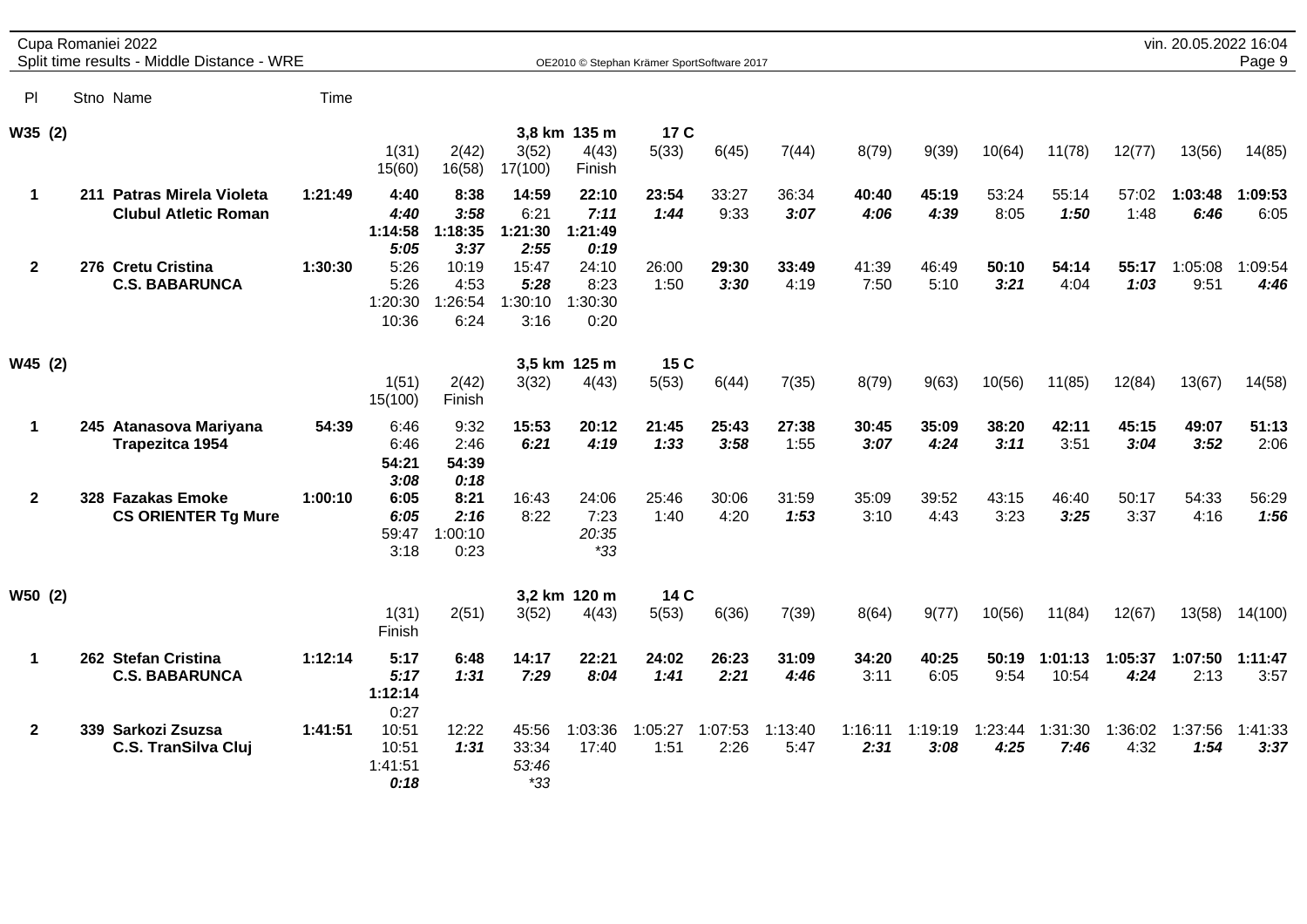Cupa Romaniei 2022
Split time results - Middle Distance - WRE

OE2010 © Stephan Krämer SportSoftware 2017

vin. 20.05.2022 16:04

## W35 (2) — 3,8 km 135 m 17 C

| Pl | Stno | Name | Time | 1(31) | 2(42) | 3(52) | 4(43) | 5(33) | 6(45) | 7(44) | 8(79) | 9(39) | 10(64) | 11(78) | 12(77) | 13(56) | 14(85) |
|---|---|---|---|---|---|---|---|---|---|---|---|---|---|---|---|---|---|
| | | | | 15(60) | 16(58) | 17(100) | Finish | | | | | | | | | | |
| 1 | 211 | **Patras Mirela Violeta** | 1:21:49 | **4:40** | **8:38** | 14:59 | **22:10** | **23:54** | 33:27 | 36:34 | **40:40** | **45:19** | 53:24 | 55:14 | 57:02 | **1:03:48** | **1:09:53** |
| | | **Clubul Atletic Roman** | | ***4:40*** | ***3:58*** | 6:21 | ***7:11*** | ***1:44*** | 9:33 | ***3:07*** | ***4:06*** | ***4:39*** | 8:05 | ***1:50*** | 1:48 | ***6:46*** | 6:05 |
| | | | | **1:14:58** | **1:18:35** | **1:21:30** | **1:21:49** | | | | | | | | | | |
| | | | | ***5:05*** | ***3:37*** | ***2:55*** | ***0:19*** | | | | | | | | | | |
| 2 | 276 | **Cretu Cristina** | 1:30:30 | 5:26 | 10:19 | 15:47 | 24:10 | 26:00 | **29:30** | **33:49** | 41:39 | 46:49 | **50:10** | **54:14** | **55:17** | 1:05:08 | 1:09:54 |
| | | **C.S. BABARUNCA** | | 5:26 | 4:53 | ***5:28*** | 8:23 | 1:50 | ***3:30*** | 4:19 | 7:50 | 5:10 | ***3:21*** | 4:04 | ***1:03*** | 9:51 | ***4:46*** |
| | | | | 1:20:30 | 1:26:54 | 1:30:10 | 1:30:30 | | | | | | | | | | |
| | | | | 10:36 | 6:24 | 3:16 | 0:20 | | | | | | | | | | |

## W45 (2) — 3,5 km 125 m 15 C

| Pl | Stno | Name | Time | 1(51) | 2(42) | 3(32) | 4(43) | 5(53) | 6(44) | 7(35) | 8(79) | 9(63) | 10(56) | 11(85) | 12(84) | 13(67) | 14(58) |
|---|---|---|---|---|---|---|---|---|---|---|---|---|---|---|---|---|---|
| | | | | 15(100) | Finish | | | | | | | | | | | | |
| 1 | 245 | **Atanasova Mariyana** | 54:39 | 6:46 | 9:32 | **15:53** | **20:12** | **21:45** | **25:43** | **27:38** | **30:45** | **35:09** | **38:20** | **42:11** | **45:15** | **49:07** | **51:13** |
| | | **Trapezitca 1954** | | 6:46 | 2:46 | ***6:21*** | ***4:19*** | ***1:33*** | ***3:58*** | 1:55 | ***3:07*** | ***4:24*** | ***3:11*** | 3:51 | ***3:04*** | ***3:52*** | 2:06 |
| | | | | **54:21** | **54:39** | | | | | | | | | | | | |
| | | | | ***3:08*** | ***0:18*** | | | | | | | | | | | | |
| 2 | 328 | **Fazakas Emoke** | 1:00:10 | **6:05** | **8:21** | 16:43 | 24:06 | 25:46 | 30:06 | 31:59 | 35:09 | 39:52 | 43:15 | 46:40 | 50:17 | 54:33 | 56:29 |
| | | **CS ORIENTER Tg Mure** | | ***6:05*** | ***2:16*** | 8:22 | 7:23 | 1:40 | 4:20 | ***1:53*** | 3:10 | 4:43 | 3:23 | ***3:25*** | 3:37 | 4:16 | ***1:56*** |
| | | | | 59:47 | 1:00:10 | | *20:35* | | | | | | | | | | |
| | | | | 3:18 | 0:23 | | **33* | | | | | | | | | | |

## W50 (2) — 3,2 km 120 m 14 C

| Pl | Stno | Name | Time | 1(31) | 2(51) | 3(52) | 4(43) | 5(53) | 6(36) | 7(39) | 8(64) | 9(77) | 10(56) | 11(84) | 12(67) | 13(58) | 14(100) |
|---|---|---|---|---|---|---|---|---|---|---|---|---|---|---|---|---|---|
| | | | | Finish | | | | | | | | | | | | | |
| 1 | 262 | **Stefan Cristina** | 1:12:14 | **5:17** | **6:48** | **14:17** | **22:21** | **24:02** | **26:23** | **31:09** | **34:20** | **40:25** | **50:19** | **1:01:13** | **1:05:37** | **1:07:50** | **1:11:47** |
| | | **C.S. BABARUNCA** | | ***5:17*** | ***1:31*** | ***7:29*** | ***8:04*** | ***1:41*** | ***2:21*** | ***4:46*** | 3:11 | 6:05 | 9:54 | 10:54 | ***4:24*** | 2:13 | 3:57 |
| | | | | **1:12:14** | | | | | | | | | | | | | |
| | | | | 0:27 | | | | | | | | | | | | | |
| 2 | 339 | **Sarkozi Zsuzsa** | 1:41:51 | 10:51 | 12:22 | 45:56 | 1:03:36 | 1:05:27 | 1:07:53 | 1:13:40 | 1:16:11 | 1:19:19 | 1:23:44 | 1:31:30 | 1:36:02 | 1:37:56 | 1:41:33 |
| | | **C.S. TranSilva Cluj** | | 10:51 | ***1:31*** | 33:34 | 17:40 | 1:51 | 2:26 | 5:47 | ***2:31*** | ***3:08*** | ***4:25*** | ***7:46*** | 4:32 | ***1:54*** | ***3:37*** |
| | | | | 1:41:51 | | *53:46* | | | | | | | | | | | |
| | | | | ***0:18*** | | **33* | | | | | | | | | | | |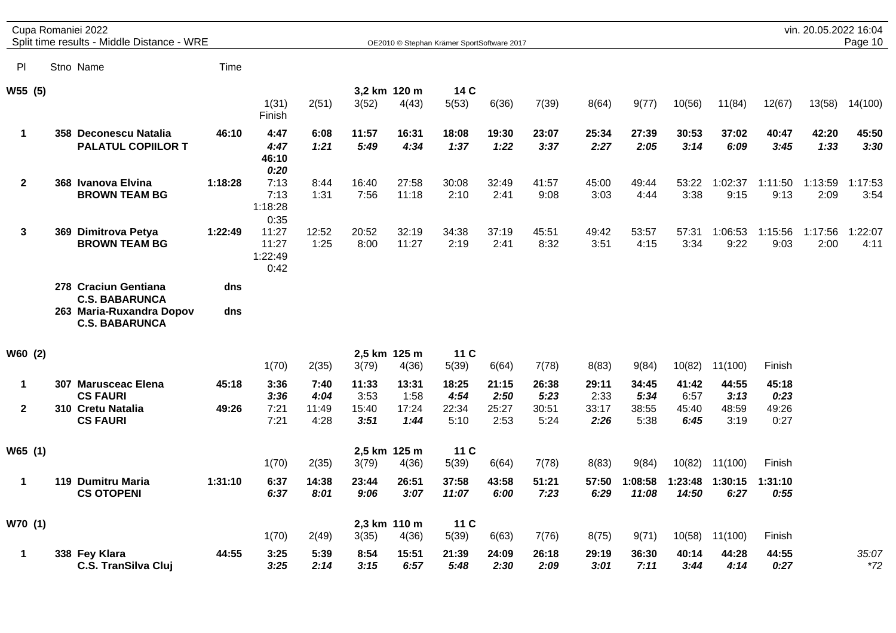Cupa Romaniei 2022
Split time results - Middle Distance - WRE

OE2010 © Stephan Krämer SportSoftware 2017

vin. 20.05.2022 16:04

| Pl | Stno | Name | Time | | | | | | | | | | | | | | |
|---|---|---|---|---|---|---|---|---|---|---|---|---|---|---|---|---|---|
| **W55 (5)** | | | | | | **3,2 km** | **120 m** | **14 C** | | | | | | | | | |
| | | | | 1(31) Finish | 2(51) | 3(52) | 4(43) | 5(53) | 6(36) | 7(39) | 8(64) | 9(77) | 10(56) | 11(84) | 12(67) | 13(58) | 14(100) |
| **1** | **358** | **Deconescu Natalia** **PALATUL COPIILOR T** | **46:10** | **4:47** ***4:47*** **46:10** ***0:20*** | **6:08** ***1:21*** | **11:57** ***5:49*** | **16:31** ***4:34*** | **18:08** ***1:37*** | **19:30** ***1:22*** | **23:07** ***3:37*** | **25:34** ***2:27*** | **27:39** ***2:05*** | **30:53** ***3:14*** | **37:02** ***6:09*** | **40:47** ***3:45*** | **42:20** ***1:33*** | **45:50** ***3:30*** |
| **2** | **368** | **Ivanova Elvina** **BROWN TEAM BG** | **1:18:28** | 7:13 7:13 1:18:28 0:35 | 8:44 1:31 | 16:40 7:56 | 27:58 11:18 | 30:08 2:10 | 32:49 2:41 | 41:57 9:08 | 45:00 3:03 | 49:44 4:44 | 53:22 3:38 | 1:02:37 9:15 | 1:11:50 9:13 | 1:13:59 2:09 | 1:17:53 3:54 |
| **3** | **369** | **Dimitrova Petya** **BROWN TEAM BG** | **1:22:49** | 11:27 11:27 1:22:49 0:42 | 12:52 1:25 | 20:52 8:00 | 32:19 11:27 | 34:38 2:19 | 37:19 2:41 | 45:51 8:32 | 49:42 3:51 | 53:57 4:15 | 57:31 3:34 | 1:06:53 9:22 | 1:15:56 9:03 | 1:17:56 2:00 | 1:22:07 4:11 |
| | **278** | **Craciun Gentiana** **C.S. BABARUNCA** | **dns** | | | | | | | | | | | | | | |
| | **263** | **Maria-Ruxandra Dopov** **C.S. BABARUNCA** | **dns** | | | | | | | | | | | | | | |

| Pl | Stno | Name | Time | | | | | | | | | | | | |
|---|---|---|---|---|---|---|---|---|---|---|---|---|---|---|---|
| **W60 (2)** | | | | | | **2,5 km** | **125 m** | **11 C** | | | | | | | |
| | | | | 1(70) | 2(35) | 3(79) | 4(36) | 5(39) | 6(64) | 7(78) | 8(83) | 9(84) | 10(82) | 11(100) | Finish |
| **1** | **307** | **Marusceac Elena** **CS FAURI** | **45:18** | **3:36** ***3:36*** | **7:40** ***4:04*** | **11:33** 3:53 | **13:31** 1:58 | **18:25** ***4:54*** | **21:15** ***2:50*** | **26:38** ***5:23*** | **29:11** 2:33 | **34:45** ***5:34*** | **41:42** 6:57 | **44:55** ***3:13*** | **45:18** ***0:23*** |
| **2** | **310** | **Cretu Natalia** **CS FAURI** | **49:26** | 7:21 7:21 | 11:49 4:28 | 15:40 ***3:51*** | 17:24 ***1:44*** | 22:34 5:10 | 25:27 2:53 | 30:51 5:24 | 33:17 ***2:26*** | 38:55 5:38 | 45:40 ***6:45*** | 48:59 3:19 | 49:26 0:27 |
| **W65 (1)** | | | | | | **2,5 km** | **125 m** | **11 C** | | | | | | | |
| | | | | 1(70) | 2(35) | 3(79) | 4(36) | 5(39) | 6(64) | 7(78) | 8(83) | 9(84) | 10(82) | 11(100) | Finish |
| **1** | **119** | **Dumitru Maria** **CS OTOPENI** | **1:31:10** | **6:37** ***6:37*** | **14:38** ***8:01*** | **23:44** ***9:06*** | **26:51** ***3:07*** | **37:58** ***11:07*** | **43:58** ***6:00*** | **51:21** ***7:23*** | **57:50** ***6:29*** | **1:08:58** ***11:08*** | **1:23:48** ***14:50*** | **1:30:15** ***6:27*** | **1:31:10** ***0:55*** |
| **W70 (1)** | | | | | | **2,3 km** | **110 m** | **11 C** | | | | | | | |
| | | | | 1(70) | 2(49) | 3(35) | 4(36) | 5(39) | 6(63) | 7(76) | 8(75) | 9(71) | 10(58) | 11(100) | Finish |
| **1** | **338** | **Fey Klara** **C.S. TranSilva Cluj** | **44:55** | **3:25** ***3:25*** | **5:39** ***2:14*** | **8:54** ***3:15*** | **15:51** ***6:57*** | **21:39** ***5:48*** | **24:09** ***2:30*** | **26:18** ***2:09*** | **29:19** ***3:01*** | **36:30** ***7:11*** | **40:14** ***3:44*** | **44:28** ***4:14*** | **44:55** ***0:27*** |

*35:07*
*\*72*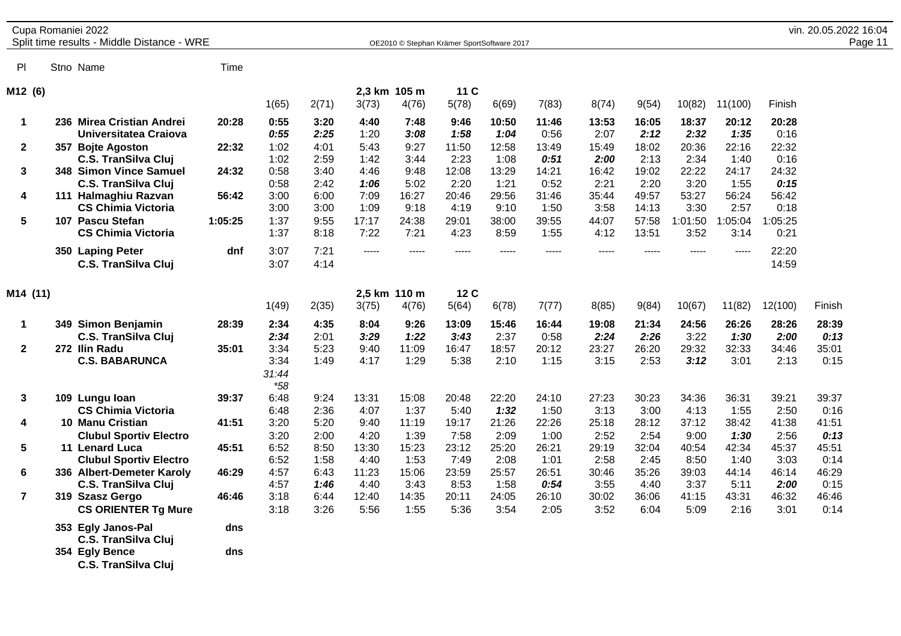Cupa Romaniei 2022

Split time results - Middle Distance - WRE

vin. 20.05.2022 16:04

| Pl | Stno | Name | Time | | | | | | | | | | | | | |
|---|---|---|---|---|---|---|---|---|---|---|---|---|---|---|---|---|
| **M12 (6)** | | | | | | 2,3 km | 105 m | 11 C | | | | | | | | |
| | | | | 1(65) | 2(71) | 3(73) | 4(76) | 5(78) | 6(69) | 7(83) | 8(74) | 9(54) | 10(82) | 11(100) | Finish | |
| **1** | **236** | **Mirea Cristian Andrei** | **20:28** | **0:55** | **3:20** | **4:40** | **7:48** | **9:46** | **10:50** | **11:46** | **13:53** | **16:05** | **18:37** | **20:12** | **20:28** | |
| | | **Universitatea Craiova** | | *0:55* | *2:25* | 1:20 | *3:08* | *1:58* | *1:04* | 0:56 | 2:07 | *2:12* | *2:32* | *1:35* | 0:16 | |
| **2** | **357** | **Bojte Agoston** | **22:32** | 1:02 | 4:01 | 5:43 | 9:27 | 11:50 | 12:58 | 13:49 | 15:49 | 18:02 | 20:36 | 22:16 | 22:32 | |
| | | **C.S. TranSilva Cluj** | | 1:02 | 2:59 | 1:42 | 3:44 | 2:23 | 1:08 | *0:51* | *2:00* | 2:13 | 2:34 | 1:40 | 0:16 | |
| **3** | **348** | **Simon Vince Samuel** | **24:32** | 0:58 | 3:40 | 4:46 | 9:48 | 12:08 | 13:29 | 14:21 | 16:42 | 19:02 | 22:22 | 24:17 | 24:32 | |
| | | **C.S. TranSilva Cluj** | | 0:58 | 2:42 | *1:06* | 5:02 | 2:20 | 1:21 | 0:52 | 2:21 | 2:20 | 3:20 | 1:55 | *0:15* | |
| **4** | **111** | **Halmaghiu Razvan** | **56:42** | 3:00 | 6:00 | 7:09 | 16:27 | 20:46 | 29:56 | 31:46 | 35:44 | 49:57 | 53:27 | 56:24 | 56:42 | |
| | | **CS Chimia Victoria** | | 3:00 | 3:00 | 1:09 | 9:18 | 4:19 | 9:10 | 1:50 | 3:58 | 14:13 | 3:30 | 2:57 | 0:18 | |
| **5** | **107** | **Pascu Stefan** | **1:05:25** | 1:37 | 9:55 | 17:17 | 24:38 | 29:01 | 38:00 | 39:55 | 44:07 | 57:58 | 1:01:50 | 1:05:04 | 1:05:25 | |
| | | **CS Chimia Victoria** | | 1:37 | 8:18 | 7:22 | 7:21 | 4:23 | 8:59 | 1:55 | 4:12 | 13:51 | 3:52 | 3:14 | 0:21 | |
| | **350** | **Laping Peter** | **dnf** | 3:07 | 7:21 | ----- | ----- | ----- | ----- | ----- | ----- | ----- | ----- | ----- | 22:20 | |
| | | **C.S. TranSilva Cluj** | | 3:07 | 4:14 | | | | | | | | | | 14:59 | |
| **M14 (11)** | | | | | | 2,5 km | 110 m | 12 C | | | | | | | | |
| | | | | 1(49) | 2(35) | 3(75) | 4(76) | 5(64) | 6(78) | 7(77) | 8(85) | 9(84) | 10(67) | 11(82) | 12(100) | Finish |
| **1** | **349** | **Simon Benjamin** | **28:39** | **2:34** | **4:35** | **8:04** | **9:26** | **13:09** | **15:46** | **16:44** | **19:08** | **21:34** | **24:56** | **26:26** | **28:26** | **28:39** |
| | | **C.S. TranSilva Cluj** | | *2:34* | 2:01 | *3:29* | *1:22* | *3:43* | 2:37 | 0:58 | *2:24* | *2:26* | 3:22 | *1:30* | *2:00* | *0:13* |
| **2** | **272** | **Ilin Radu** | **35:01** | 3:34 | 5:23 | 9:40 | 11:09 | 16:47 | 18:57 | 20:12 | 23:27 | 26:20 | 29:32 | 32:33 | 34:46 | 35:01 |
| | | **C.S. BABARUNCA** | | 3:34 | 1:49 | 4:17 | 1:29 | 5:38 | 2:10 | 1:15 | 3:15 | 2:53 | *3:12* | 3:01 | 2:13 | 0:15 |
| | | | | *31:44* | | | | | | | | | | | | |
| | | | | *\*58* | | | | | | | | | | | | |
| **3** | **109** | **Lungu Ioan** | **39:37** | 6:48 | 9:24 | 13:31 | 15:08 | 20:48 | 22:20 | 24:10 | 27:23 | 30:23 | 34:36 | 36:31 | 39:21 | 39:37 |
| | | **CS Chimia Victoria** | | 6:48 | 2:36 | 4:07 | 1:37 | 5:40 | *1:32* | 1:50 | 3:13 | 3:00 | 4:13 | 1:55 | 2:50 | 0:16 |
| **4** | **10** | **Manu Cristian** | **41:51** | 3:20 | 5:20 | 9:40 | 11:19 | 19:17 | 21:26 | 22:26 | 25:18 | 28:12 | 37:12 | 38:42 | 41:38 | 41:51 |
| | | **Clubul Sportiv Electro** | | 3:20 | 2:00 | 4:20 | 1:39 | 7:58 | 2:09 | 1:00 | 2:52 | 2:54 | 9:00 | *1:30* | 2:56 | *0:13* |
| **5** | **11** | **Lenard Luca** | **45:51** | 6:52 | 8:50 | 13:30 | 15:23 | 23:12 | 25:20 | 26:21 | 29:19 | 32:04 | 40:54 | 42:34 | 45:37 | 45:51 |
| | | **Clubul Sportiv Electro** | | 6:52 | 1:58 | 4:40 | 1:53 | 7:49 | 2:08 | 1:01 | 2:58 | 2:45 | 8:50 | 1:40 | 3:03 | 0:14 |
| **6** | **336** | **Albert-Demeter Karoly** | **46:29** | 4:57 | 6:43 | 11:23 | 15:06 | 23:59 | 25:57 | 26:51 | 30:46 | 35:26 | 39:03 | 44:14 | 46:14 | 46:29 |
| | | **C.S. TranSilva Cluj** | | 4:57 | *1:46* | 4:40 | 3:43 | 8:53 | 1:58 | *0:54* | 3:55 | 4:40 | 3:37 | 5:11 | *2:00* | 0:15 |
| **7** | **319** | **Szasz Gergo** | **46:46** | 3:18 | 6:44 | 12:40 | 14:35 | 20:11 | 24:05 | 26:10 | 30:02 | 36:06 | 41:15 | 43:31 | 46:32 | 46:46 |
| | | **CS ORIENTER Tg Mure** | | 3:18 | 3:26 | 5:56 | 1:55 | 5:36 | 3:54 | 2:05 | 3:52 | 6:04 | 5:09 | 2:16 | 3:01 | 0:14 |
| | **353** | **Egly Janos-Pal** | **dns** | | | | | | | | | | | | | |
| | | **C.S. TranSilva Cluj** | | | | | | | | | | | | | | |
| | **354** | **Egly Bence** | **dns** | | | | | | | | | | | | | |
| | | **C.S. TranSilva Cluj** | | | | | | | | | | | | | | |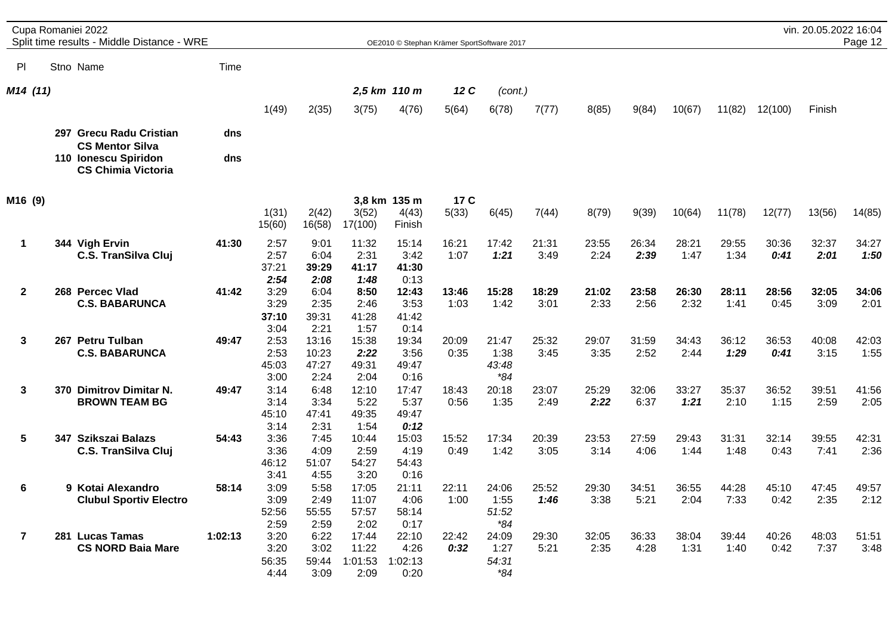Cupa Romaniei 2022
Split time results - Middle Distance - WRE

vin. 20.05.2022 16:04

OE2010 © Stephan Krämer SportSoftware 2017

## M14 (11) — 2,5 km 110 m — 12 C (cont.)

| Pl | Stno | Name | Time | 1(49) | 2(35) | 3(75) | 4(76) | 5(64) | 6(78) | 7(77) | 8(85) | 9(84) | 10(67) | 11(82) | 12(100) | Finish |
|---|---|---|---|---|---|---|---|---|---|---|---|---|---|---|---|---|
| | 297 | **Grecu Radu Cristian** / **CS Mentor Silva** | **dns** | | | | | | | | | | | | | |
| | 110 | **Ionescu Spiridon** / **CS Chimia Victoria** | **dns** | | | | | | | | | | | | | |

## M16 (9) — 3,8 km 135 m — 17 C

| Pl | Stno | Name | Time | 1(31) / 15(60) | 2(42) / 16(58) | 3(52) / 17(100) | 4(43) / Finish | 5(33) | 6(45) | 7(44) | 8(79) | 9(39) | 10(64) | 11(78) | 12(77) | 13(56) | 14(85) |
|---|---|---|---|---|---|---|---|---|---|---|---|---|---|---|---|---|---|
| **1** | 344 | **Vigh Ervin** | **41:30** | 2:57 | 9:01 | 11:32 | 15:14 | 16:21 | 17:42 | 21:31 | 23:55 | 26:34 | 28:21 | 29:55 | 30:36 | 32:37 | 34:27 |
| | | **C.S. TranSilva Cluj** | | 2:57 | 6:04 | 2:31 | 3:42 | 1:07 | ***1:21*** | 3:49 | 2:24 | ***2:39*** | 1:47 | 1:34 | ***0:41*** | ***2:01*** | ***1:50*** |
| | | | | 37:21 | **39:29** | **41:17** | **41:30** | | | | | | | | | | |
| | | | | ***2:54*** | ***2:08*** | ***1:48*** | 0:13 | | | | | | | | | | |
| **2** | 268 | **Percec Vlad** | **41:42** | 3:29 | 6:04 | **8:50** | **12:43** | **13:46** | **15:28** | **18:29** | **21:02** | **23:58** | **26:30** | **28:11** | **28:56** | **32:05** | **34:06** |
| | | **C.S. BABARUNCA** | | 3:29 | 2:35 | 2:46 | 3:53 | 1:03 | 1:42 | 3:01 | 2:33 | 2:56 | 2:32 | 1:41 | 0:45 | 3:09 | 2:01 |
| | | | | **37:10** | 39:31 | 41:28 | 41:42 | | | | | | | | | | |
| | | | | 3:04 | 2:21 | 1:57 | 0:14 | | | | | | | | | | |
| **3** | 267 | **Petru Tulban** | **49:47** | 2:53 | 13:16 | 15:38 | 19:34 | 20:09 | 21:47 | 25:32 | 29:07 | 31:59 | 34:43 | 36:12 | 36:53 | 40:08 | 42:03 |
| | | **C.S. BABARUNCA** | | 2:53 | 10:23 | ***2:22*** | 3:56 | 0:35 | 1:38 | 3:45 | 3:35 | 2:52 | 2:44 | ***1:29*** | ***0:41*** | 3:15 | 1:55 |
| | | | | 45:03 | 47:27 | 49:31 | 49:47 | | *43:48* | | | | | | | | |
| | | | | 3:00 | 2:24 | 2:04 | 0:16 | | *\*84* | | | | | | | | |
| **3** | 370 | **Dimitrov Dimitar N.** | **49:47** | 3:14 | 6:48 | 12:10 | 17:47 | 18:43 | 20:18 | 23:07 | 25:29 | 32:06 | 33:27 | 35:37 | 36:52 | 39:51 | 41:56 |
| | | **BROWN TEAM BG** | | 3:14 | 3:34 | 5:22 | 5:37 | 0:56 | 1:35 | 2:49 | ***2:22*** | 6:37 | ***1:21*** | 2:10 | 1:15 | 2:59 | 2:05 |
| | | | | 45:10 | 47:41 | 49:35 | 49:47 | | | | | | | | | | |
| | | | | 3:14 | 2:31 | 1:54 | ***0:12*** | | | | | | | | | | |
| **5** | 347 | **Szikszai Balazs** | **54:43** | 3:36 | 7:45 | 10:44 | 15:03 | 15:52 | 17:34 | 20:39 | 23:53 | 27:59 | 29:43 | 31:31 | 32:14 | 39:55 | 42:31 |
| | | **C.S. TranSilva Cluj** | | 3:36 | 4:09 | 2:59 | 4:19 | 0:49 | 1:42 | 3:05 | 3:14 | 4:06 | 1:44 | 1:48 | 0:43 | 7:41 | 2:36 |
| | | | | 46:12 | 51:07 | 54:27 | 54:43 | | | | | | | | | | |
| | | | | 3:41 | 4:55 | 3:20 | 0:16 | | | | | | | | | | |
| **6** | 9 | **Kotai Alexandro** | **58:14** | 3:09 | 5:58 | 17:05 | 21:11 | 22:11 | 24:06 | 25:52 | 29:30 | 34:51 | 36:55 | 44:28 | 45:10 | 47:45 | 49:57 |
| | | **Clubul Sportiv Electro** | | 3:09 | 2:49 | 11:07 | 4:06 | 1:00 | 1:55 | ***1:46*** | 3:38 | 5:21 | 2:04 | 7:33 | 0:42 | 2:35 | 2:12 |
| | | | | 52:56 | 55:55 | 57:57 | 58:14 | | *51:52* | | | | | | | | |
| | | | | 2:59 | 2:59 | 2:02 | 0:17 | | *\*84* | | | | | | | | |
| **7** | 281 | **Lucas Tamas** | **1:02:13** | 3:20 | 6:22 | 17:44 | 22:10 | 22:42 | 24:09 | 29:30 | 32:05 | 36:33 | 38:04 | 39:44 | 40:26 | 48:03 | 51:51 |
| | | **CS NORD Baia Mare** | | 3:20 | 3:02 | 11:22 | 4:26 | ***0:32*** | 1:27 | 5:21 | 2:35 | 4:28 | 1:31 | 1:40 | 0:42 | 7:37 | 3:48 |
| | | | | 56:35 | 59:44 | 1:01:53 | 1:02:13 | | *54:31* | | | | | | | | |
| | | | | 4:44 | 3:09 | 2:09 | 0:20 | | *\*84* | | | | | | | | |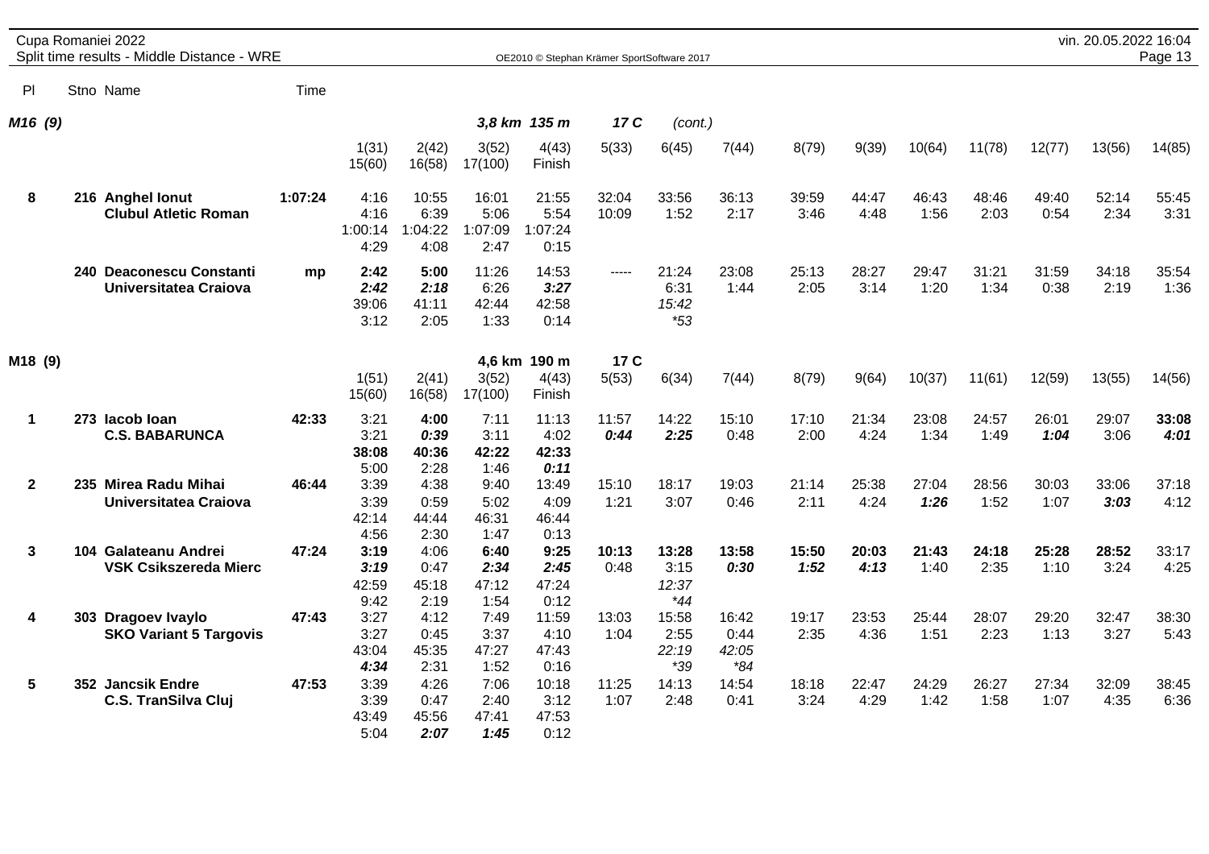Cupa Romaniei 2022
Split time results - Middle Distance - WRE

OE2010 © Stephan Krämer SportSoftware 2017

vin. 20.05.2022 16:04

| Pl | Stno | Name | Time | | | | | | | | | | | | | | |
|---|---|---|---|---|---|---|---|---|---|---|---|---|---|---|---|---|---|
| ***M16 (9)*** | | | | | | ***3,8 km*** | ***135 m*** | ***17 C*** | *(cont.)* | | | | | | | | |
| | | | | 1(31) 15(60) | 2(42) 16(58) | 3(52) 17(100) | 4(43) Finish | 5(33) | 6(45) | 7(44) | 8(79) | 9(39) | 10(64) | 11(78) | 12(77) | 13(56) | 14(85) |
| **8** | **216** | **Anghel Ionut** **Clubul Atletic Roman** | **1:07:24** | 4:16 4:16 1:00:14 4:29 | 10:55 6:39 1:04:22 4:08 | 16:01 5:06 1:07:09 2:47 | 21:55 5:54 1:07:24 0:15 | 32:04 10:09 | 33:56 1:52 | 36:13 2:17 | 39:59 3:46 | 44:47 4:48 | 46:43 1:56 | 48:46 2:03 | 49:40 0:54 | 52:14 2:34 | 55:45 3:31 |
| | **240** | **Deaconescu Constanti** **Universitatea Craiova** | **mp** | **2:42** ***2:42*** 39:06 3:12 | **5:00** ***2:18*** 41:11 2:05 | 11:26 6:26 42:44 1:33 | 14:53 ***3:27*** 42:58 0:14 | ----- | 21:24 6:31 *15:42* *\*53* | 23:08 1:44 | 25:13 2:05 | 28:27 3:14 | 29:47 1:20 | 31:21 1:34 | 31:59 0:38 | 34:18 2:19 | 35:54 1:36 |
| **M18 (9)** | | | | | | **4,6 km** | **190 m** | **17 C** | | | | | | | | | |
| | | | | 1(51) 15(60) | 2(41) 16(58) | 3(52) 17(100) | 4(43) Finish | 5(53) | 6(34) | 7(44) | 8(79) | 9(64) | 10(37) | 11(61) | 12(59) | 13(55) | 14(56) |
| **1** | **273** | **Iacob Ioan** **C.S. BABARUNCA** | **42:33** | 3:21 3:21 **38:08** 5:00 | **4:00** ***0:39*** **40:36** 2:28 | 7:11 3:11 **42:22** 1:46 | 11:13 4:02 **42:33** ***0:11*** | 11:57 ***0:44*** | 14:22 ***2:25*** | 15:10 0:48 | 17:10 2:00 | 21:34 4:24 | 23:08 1:34 | 24:57 1:49 | 26:01 ***1:04*** | 29:07 3:06 | **33:08** ***4:01*** |
| **2** | **235** | **Mirea Radu Mihai** **Universitatea Craiova** | **46:44** | 3:39 3:39 42:14 4:56 | 4:38 0:59 44:44 2:30 | 9:40 5:02 46:31 1:47 | 13:49 4:09 46:44 0:13 | 15:10 1:21 | 18:17 3:07 | 19:03 0:46 | 21:14 2:11 | 25:38 4:24 | 27:04 ***1:26*** | 28:56 1:52 | 30:03 1:07 | 33:06 ***3:03*** | 37:18 4:12 |
| **3** | **104** | **Galateanu Andrei** **VSK Csikszereda Mierc** | **47:24** | **3:19** ***3:19*** 42:59 9:42 | 4:06 0:47 45:18 2:19 | **6:40** ***2:34*** 47:12 1:54 | **9:25** ***2:45*** 47:24 0:12 | **10:13** 0:48 | **13:28** 3:15 *12:37* *\*44* | **13:58** ***0:30*** | **15:50** ***1:52*** | **20:03** ***4:13*** | **21:43** 1:40 | **24:18** 2:35 | **25:28** 1:10 | **28:52** 3:24 | 33:17 4:25 |
| **4** | **303** | **Dragoev Ivaylo** **SKO Variant 5 Targovis** | **47:43** | 3:27 3:27 43:04 ***4:34*** | 4:12 0:45 45:35 2:31 | 7:49 3:37 47:27 1:52 | 11:59 4:10 47:43 0:16 | 13:03 1:04 | 15:58 2:55 *22:19* *\*39* | 16:42 0:44 *42:05* *\*84* | 19:17 2:35 | 23:53 4:36 | 25:44 1:51 | 28:07 2:23 | 29:20 1:13 | 32:47 3:27 | 38:30 5:43 |
| **5** | **352** | **Jancsik Endre** **C.S. TranSilva Cluj** | **47:53** | 3:39 3:39 43:49 5:04 | 4:26 0:47 45:56 ***2:07*** | 7:06 2:40 47:41 ***1:45*** | 10:18 3:12 47:53 0:12 | 11:25 1:07 | 14:13 2:48 | 14:54 0:41 | 18:18 3:24 | 22:47 4:29 | 24:29 1:42 | 26:27 1:58 | 27:34 1:07 | 32:09 4:35 | 38:45 6:36 |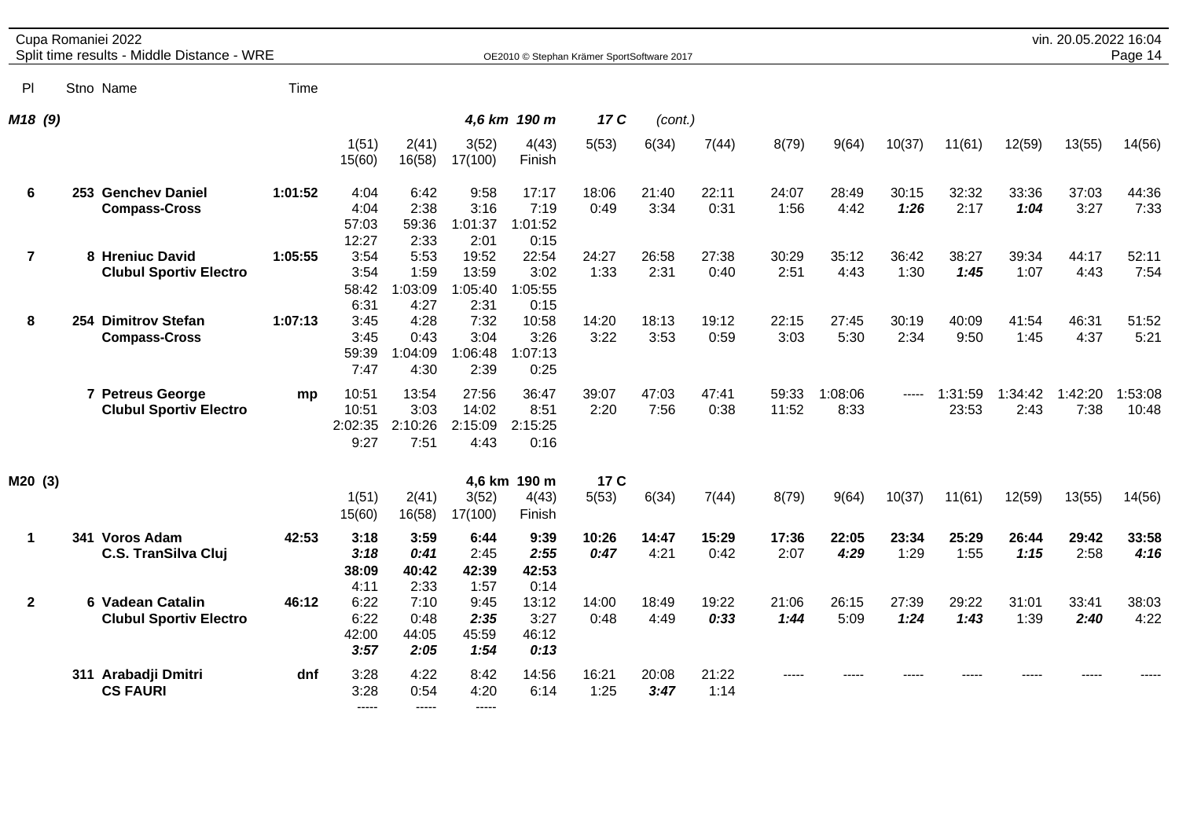Cupa Romaniei 2022

Split time results - Middle Distance - WRE

OE2010 © Stephan Krämer SportSoftware 2017

vin. 20.05.2022 16:04

## M18 (9) — 4,6 km 190 m 17 C (cont.)

| Pl | Stno | Name | Time | 1(51) / 15(60) | 2(41) / 16(58) | 3(52) / 17(100) | 4(43) / Finish | 5(53) | 6(34) | 7(44) | 8(79) | 9(64) | 10(37) | 11(61) | 12(59) | 13(55) | 14(56) |
|---|---|---|---|---|---|---|---|---|---|---|---|---|---|---|---|---|---|
| 6 | 253 | **Genchev Daniel** | **1:01:52** | 4:04 | 6:42 | 9:58 | 17:17 | 18:06 | 21:40 | 22:11 | 24:07 | 28:49 | 30:15 | 32:32 | 33:36 | 37:03 | 44:36 |
| | | **Compass-Cross** | | 4:04 | 2:38 | 3:16 | 7:19 | 0:49 | 3:34 | 0:31 | 1:56 | 4:42 | ***1:26*** | 2:17 | ***1:04*** | 3:27 | 7:33 |
| | | | | 57:03 | 59:36 | 1:01:37 | 1:01:52 | | | | | | | | | | |
| | | | | 12:27 | 2:33 | 2:01 | 0:15 | | | | | | | | | | |
| 7 | 8 | **Hreniuc David** | **1:05:55** | 3:54 | 5:53 | 19:52 | 22:54 | 24:27 | 26:58 | 27:38 | 30:29 | 35:12 | 36:42 | 38:27 | 39:34 | 44:17 | 52:11 |
| | | **Clubul Sportiv Electro** | | 3:54 | 1:59 | 13:59 | 3:02 | 1:33 | 2:31 | 0:40 | 2:51 | 4:43 | 1:30 | ***1:45*** | 1:07 | 4:43 | 7:54 |
| | | | | 58:42 | 1:03:09 | 1:05:40 | 1:05:55 | | | | | | | | | | |
| | | | | 6:31 | 4:27 | 2:31 | 0:15 | | | | | | | | | | |
| 8 | 254 | **Dimitrov Stefan** | **1:07:13** | 3:45 | 4:28 | 7:32 | 10:58 | 14:20 | 18:13 | 19:12 | 22:15 | 27:45 | 30:19 | 40:09 | 41:54 | 46:31 | 51:52 |
| | | **Compass-Cross** | | 3:45 | 0:43 | 3:04 | 3:26 | 3:22 | 3:53 | 0:59 | 3:03 | 5:30 | 2:34 | 9:50 | 1:45 | 4:37 | 5:21 |
| | | | | 59:39 | 1:04:09 | 1:06:48 | 1:07:13 | | | | | | | | | | |
| | | | | 7:47 | 4:30 | 2:39 | 0:25 | | | | | | | | | | |
| | 7 | **Petreus George** | **mp** | 10:51 | 13:54 | 27:56 | 36:47 | 39:07 | 47:03 | 47:41 | 59:33 | 1:08:06 | ----- | 1:31:59 | 1:34:42 | 1:42:20 | 1:53:08 |
| | | **Clubul Sportiv Electro** | | 10:51 | 3:03 | 14:02 | 8:51 | 2:20 | 7:56 | 0:38 | 11:52 | 8:33 | | 23:53 | 2:43 | 7:38 | 10:48 |
| | | | | 2:02:35 | 2:10:26 | 2:15:09 | 2:15:25 | | | | | | | | | | |
| | | | | 9:27 | 7:51 | 4:43 | 0:16 | | | | | | | | | | |

## M20 (3) — 4,6 km 190 m 17 C

| Pl | Stno | Name | Time | 1(51) / 15(60) | 2(41) / 16(58) | 3(52) / 17(100) | 4(43) / Finish | 5(53) | 6(34) | 7(44) | 8(79) | 9(64) | 10(37) | 11(61) | 12(59) | 13(55) | 14(56) |
|---|---|---|---|---|---|---|---|---|---|---|---|---|---|---|---|---|---|
| 1 | 341 | **Voros Adam** | **42:53** | **3:18** | **3:59** | **6:44** | **9:39** | **10:26** | **14:47** | **15:29** | **17:36** | **22:05** | **23:34** | **25:29** | **26:44** | **29:42** | **33:58** |
| | | **C.S. TranSilva Cluj** | | ***3:18*** | ***0:41*** | 2:45 | ***2:55*** | ***0:47*** | 4:21 | 0:42 | 2:07 | ***4:29*** | 1:29 | 1:55 | ***1:15*** | 2:58 | ***4:16*** |
| | | | | **38:09** | **40:42** | **42:39** | **42:53** | | | | | | | | | | |
| | | | | 4:11 | 2:33 | 1:57 | 0:14 | | | | | | | | | | |
| 2 | 6 | **Vadean Catalin** | **46:12** | 6:22 | 7:10 | 9:45 | 13:12 | 14:00 | 18:49 | 19:22 | 21:06 | 26:15 | 27:39 | 29:22 | 31:01 | 33:41 | 38:03 |
| | | **Clubul Sportiv Electro** | | 6:22 | 0:48 | ***2:35*** | 3:27 | 0:48 | 4:49 | ***0:33*** | ***1:44*** | 5:09 | ***1:24*** | ***1:43*** | 1:39 | ***2:40*** | 4:22 |
| | | | | 42:00 | 44:05 | 45:59 | 46:12 | | | | | | | | | | |
| | | | | ***3:57*** | ***2:05*** | ***1:54*** | ***0:13*** | | | | | | | | | | |
| | 311 | **Arabadji Dmitri** | **dnf** | 3:28 | 4:22 | 8:42 | 14:56 | 16:21 | 20:08 | 21:22 | ----- | ----- | ----- | ----- | ----- | ----- | ----- |
| | | **CS FAURI** | | 3:28 | 0:54 | 4:20 | 6:14 | 1:25 | ***3:47*** | 1:14 | | | | | | | |
| | | | | ----- | ----- | ----- | | | | | | | | | | | |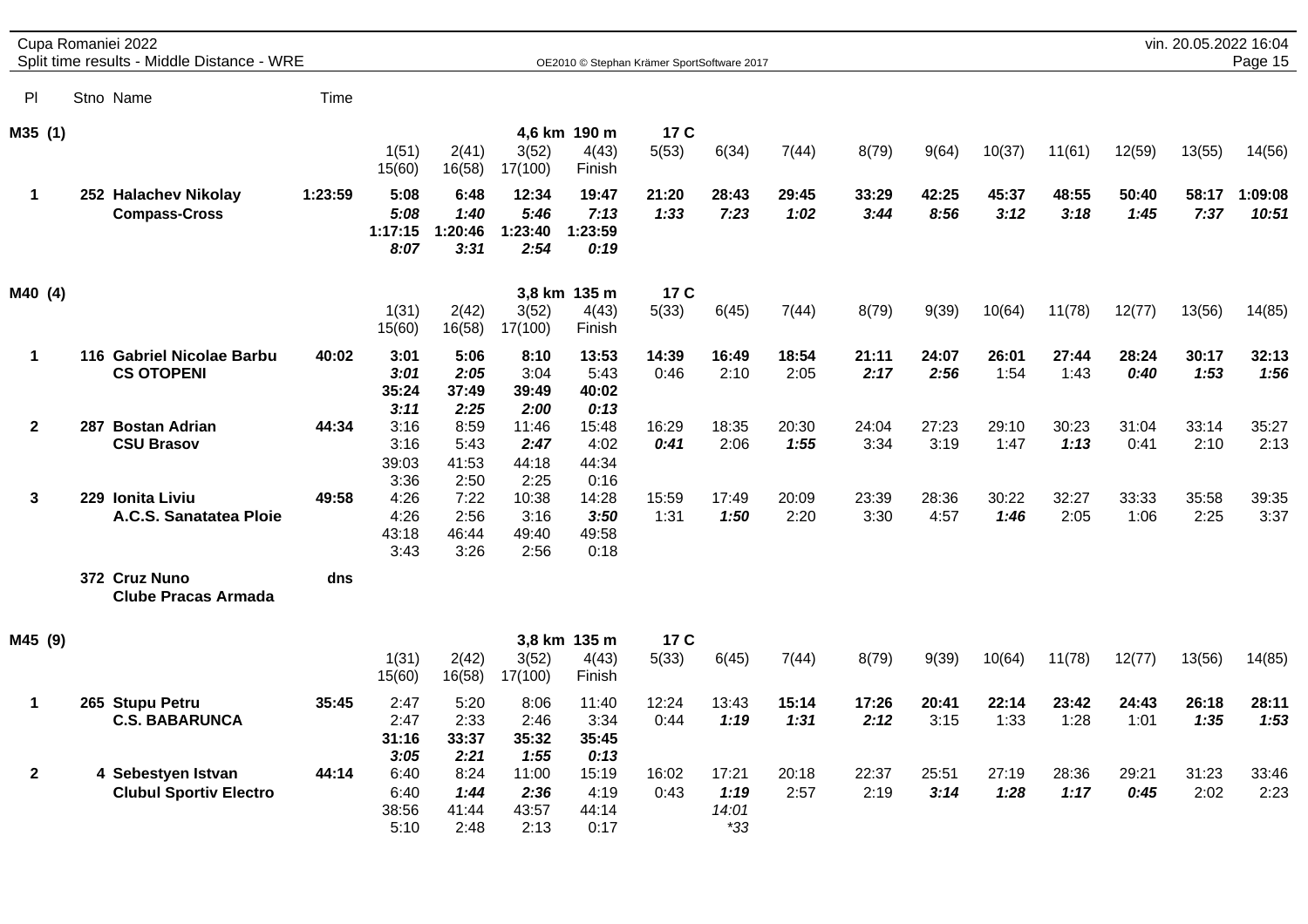Cupa Romaniei 2022
Split time results - Middle Distance - WRE

| Pl | Stno | Name | Time | | | | | | | | | | | | | | |
|---|---|---|---|---|---|---|---|---|---|---|---|---|---|---|---|---|---|
| **M35 (1)** | | | | | | **4,6 km** | **190 m** | **17 C** | | | | | | | | | |
| | | | | 1(51) | 2(41) | 3(52) | 4(43) | 5(53) | 6(34) | 7(44) | 8(79) | 9(64) | 10(37) | 11(61) | 12(59) | 13(55) | 14(56) |
| | | | | 15(60) | 16(58) | 17(100) | Finish | | | | | | | | | | |
| **1** | **252** | **Halachev Nikolay** | **1:23:59** | **5:08** | **6:48** | **12:34** | **19:47** | **21:20** | **28:43** | **29:45** | **33:29** | **42:25** | **45:37** | **48:55** | **50:40** | **58:17** | **1:09:08** |
| | | **Compass-Cross** | | ***5:08*** | ***1:40*** | ***5:46*** | ***7:13*** | ***1:33*** | ***7:23*** | ***1:02*** | ***3:44*** | ***8:56*** | ***3:12*** | ***3:18*** | ***1:45*** | ***7:37*** | ***10:51*** |
| | | | | **1:17:15** | **1:20:46** | **1:23:40** | **1:23:59** | | | | | | | | | | |
| | | | | ***8:07*** | ***3:31*** | ***2:54*** | ***0:19*** | | | | | | | | | | |
| **M40 (4)** | | | | | | **3,8 km** | **135 m** | **17 C** | | | | | | | | | |
| | | | | 1(31) | 2(42) | 3(52) | 4(43) | 5(33) | 6(45) | 7(44) | 8(79) | 9(39) | 10(64) | 11(78) | 12(77) | 13(56) | 14(85) |
| | | | | 15(60) | 16(58) | 17(100) | Finish | | | | | | | | | | |
| **1** | **116** | **Gabriel Nicolae Barbu** | **40:02** | **3:01** | **5:06** | **8:10** | **13:53** | **14:39** | **16:49** | **18:54** | **21:11** | **24:07** | **26:01** | **27:44** | **28:24** | **30:17** | **32:13** |
| | | **CS OTOPENI** | | ***3:01*** | ***2:05*** | 3:04 | 5:43 | 0:46 | 2:10 | 2:05 | ***2:17*** | ***2:56*** | 1:54 | 1:43 | ***0:40*** | ***1:53*** | ***1:56*** |
| | | | | **35:24** | **37:49** | **39:49** | **40:02** | | | | | | | | | | |
| | | | | ***3:11*** | ***2:25*** | ***2:00*** | ***0:13*** | | | | | | | | | | |
| **2** | **287** | **Bostan Adrian** | **44:34** | 3:16 | 8:59 | 11:46 | 15:48 | 16:29 | 18:35 | 20:30 | 24:04 | 27:23 | 29:10 | 30:23 | 31:04 | 33:14 | 35:27 |
| | | **CSU Brasov** | | 3:16 | 5:43 | ***2:47*** | 4:02 | ***0:41*** | 2:06 | ***1:55*** | 3:34 | 3:19 | 1:47 | ***1:13*** | 0:41 | 2:10 | 2:13 |
| | | | | 39:03 | 41:53 | 44:18 | 44:34 | | | | | | | | | | |
| | | | | 3:36 | 2:50 | 2:25 | 0:16 | | | | | | | | | | |
| **3** | **229** | **Ionita Liviu** | **49:58** | 4:26 | 7:22 | 10:38 | 14:28 | 15:59 | 17:49 | 20:09 | 23:39 | 28:36 | 30:22 | 32:27 | 33:33 | 35:58 | 39:35 |
| | | **A.C.S. Sanatatea Ploie** | | 4:26 | 2:56 | 3:16 | ***3:50*** | 1:31 | ***1:50*** | 2:20 | 3:30 | 4:57 | ***1:46*** | 2:05 | 1:06 | 2:25 | 3:37 |
| | | | | 43:18 | 46:44 | 49:40 | 49:58 | | | | | | | | | | |
| | | | | 3:43 | 3:26 | 2:56 | 0:18 | | | | | | | | | | |
| | **372** | **Cruz Nuno** | **dns** | | | | | | | | | | | | | | |
| | | **Clube Pracas Armada** | | | | | | | | | | | | | | | |
| **M45 (9)** | | | | | | **3,8 km** | **135 m** | **17 C** | | | | | | | | | |
| | | | | 1(31) | 2(42) | 3(52) | 4(43) | 5(33) | 6(45) | 7(44) | 8(79) | 9(39) | 10(64) | 11(78) | 12(77) | 13(56) | 14(85) |
| | | | | 15(60) | 16(58) | 17(100) | Finish | | | | | | | | | | |
| **1** | **265** | **Stupu Petru** | **35:45** | 2:47 | 5:20 | 8:06 | 11:40 | 12:24 | 13:43 | **15:14** | **17:26** | **20:41** | **22:14** | **23:42** | **24:43** | **26:18** | **28:11** |
| | | **C.S. BABARUNCA** | | 2:47 | 2:33 | 2:46 | 3:34 | 0:44 | ***1:19*** | ***1:31*** | ***2:12*** | 3:15 | 1:33 | 1:28 | 1:01 | ***1:35*** | ***1:53*** |
| | | | | **31:16** | **33:37** | **35:32** | **35:45** | | | | | | | | | | |
| | | | | ***3:05*** | ***2:21*** | ***1:55*** | ***0:13*** | | | | | | | | | | |
| **2** | **4** | **Sebestyen Istvan** | **44:14** | 6:40 | 8:24 | 11:00 | 15:19 | 16:02 | 17:21 | 20:18 | 22:37 | 25:51 | 27:19 | 28:36 | 29:21 | 31:23 | 33:46 |
| | | **Clubul Sportiv Electro** | | 6:40 | ***1:44*** | ***2:36*** | 4:19 | 0:43 | ***1:19*** | 2:57 | 2:19 | ***3:14*** | ***1:28*** | ***1:17*** | ***0:45*** | 2:02 | 2:23 |
| | | | | 38:56 | 41:44 | 43:57 | 44:14 | | *14:01* | | | | | | | | |
| | | | | 5:10 | 2:48 | 2:13 | 0:17 | | **33* | | | | | | | | |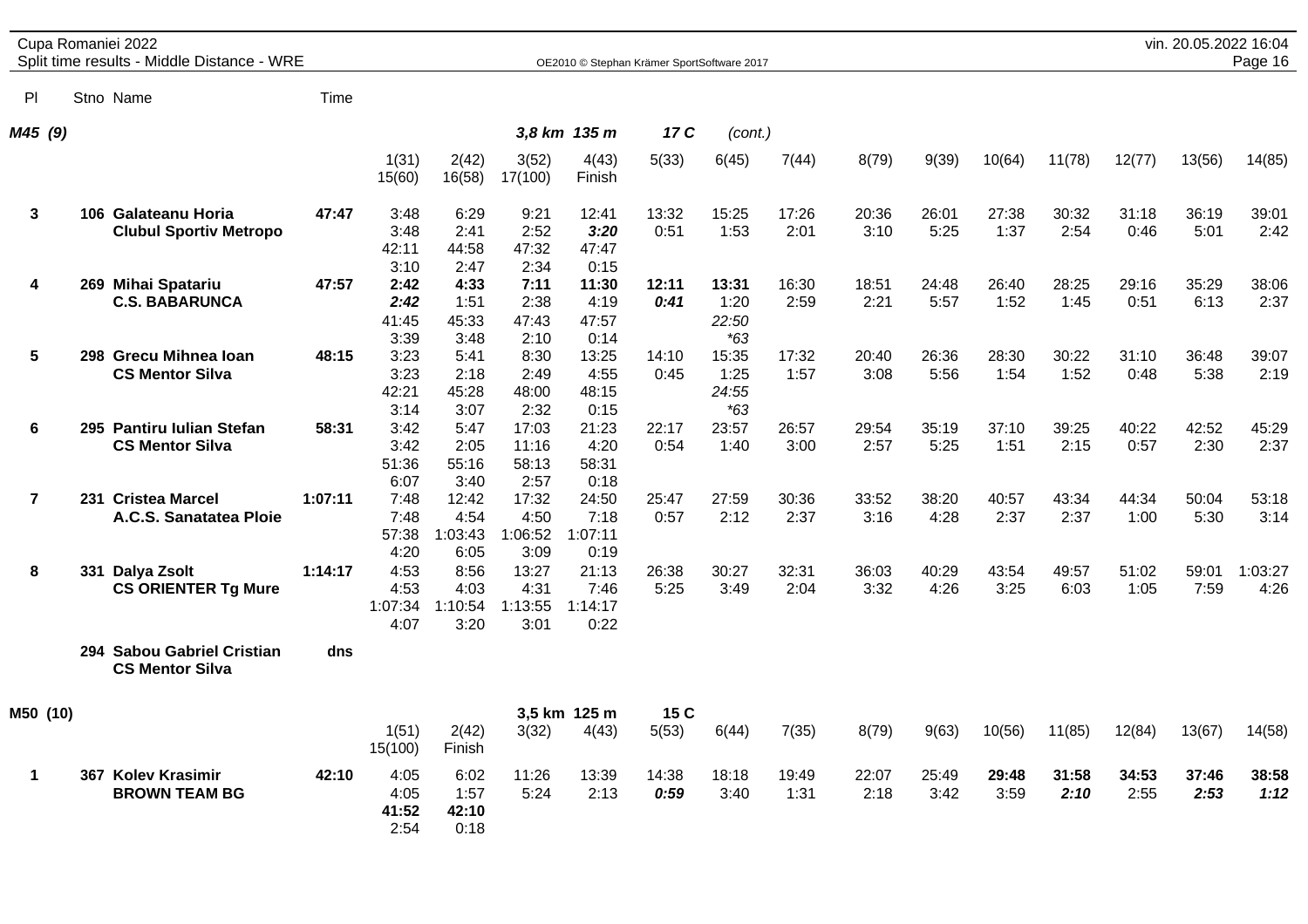Cupa Romaniei 2022
Split time results - Middle Distance - WRE

OE2010 © Stephan Krämer SportSoftware 2017

| Pl | Stno | Name | Time | | | | | | | | | | | | | | |
|---|---|---|---|---|---|---|---|---|---|---|---|---|---|---|---|---|---|
| **M45 (9)** | | | | | | 3,8 km 135 m | | 17 C | (cont.) | | | | | | | | |
| | | | | 1(31) | 2(42) | 3(52) | 4(43) | 5(33) | 6(45) | 7(44) | 8(79) | 9(39) | 10(64) | 11(78) | 12(77) | 13(56) | 14(85) |
| | | | | 15(60) | 16(58) | 17(100) | Finish | | | | | | | | | | |
| **3** | 106 | **Galateanu Horia** | **47:47** | 3:48 | 6:29 | 9:21 | 12:41 | 13:32 | 15:25 | 17:26 | 20:36 | 26:01 | 27:38 | 30:32 | 31:18 | 36:19 | 39:01 |
| | | **Clubul Sportiv Metropo** | | 3:48 | 2:41 | 2:52 | ***3:20*** | 0:51 | 1:53 | 2:01 | 3:10 | 5:25 | 1:37 | 2:54 | 0:46 | 5:01 | 2:42 |
| | | | | 42:11 | 44:58 | 47:32 | 47:47 | | | | | | | | | | |
| | | | | 3:10 | 2:47 | 2:34 | 0:15 | | | | | | | | | | |
| **4** | 269 | **Mihai Spatariu** | **47:57** | **2:42** | **4:33** | **7:11** | **11:30** | **12:11** | **13:31** | 16:30 | 18:51 | 24:48 | 26:40 | 28:25 | 29:16 | 35:29 | 38:06 |
| | | **C.S. BABARUNCA** | | ***2:42*** | 1:51 | 2:38 | 4:19 | ***0:41*** | 1:20 | 2:59 | 2:21 | 5:57 | 1:52 | 1:45 | 0:51 | 6:13 | 2:37 |
| | | | | 41:45 | 45:33 | 47:43 | 47:57 | | *22:50* | | | | | | | | |
| | | | | 3:39 | 3:48 | 2:10 | 0:14 | | *\*63* | | | | | | | | |
| **5** | 298 | **Grecu Mihnea Ioan** | **48:15** | 3:23 | 5:41 | 8:30 | 13:25 | 14:10 | 15:35 | 17:32 | 20:40 | 26:36 | 28:30 | 30:22 | 31:10 | 36:48 | 39:07 |
| | | **CS Mentor Silva** | | 3:23 | 2:18 | 2:49 | 4:55 | 0:45 | 1:25 | 1:57 | 3:08 | 5:56 | 1:54 | 1:52 | 0:48 | 5:38 | 2:19 |
| | | | | 42:21 | 45:28 | 48:00 | 48:15 | | *24:55* | | | | | | | | |
| | | | | 3:14 | 3:07 | 2:32 | 0:15 | | *\*63* | | | | | | | | |
| **6** | 295 | **Pantiru Iulian Stefan** | **58:31** | 3:42 | 5:47 | 17:03 | 21:23 | 22:17 | 23:57 | 26:57 | 29:54 | 35:19 | 37:10 | 39:25 | 40:22 | 42:52 | 45:29 |
| | | **CS Mentor Silva** | | 3:42 | 2:05 | 11:16 | 4:20 | 0:54 | 1:40 | 3:00 | 2:57 | 5:25 | 1:51 | 2:15 | 0:57 | 2:30 | 2:37 |
| | | | | 51:36 | 55:16 | 58:13 | 58:31 | | | | | | | | | | |
| | | | | 6:07 | 3:40 | 2:57 | 0:18 | | | | | | | | | | |
| **7** | 231 | **Cristea Marcel** | **1:07:11** | 7:48 | 12:42 | 17:32 | 24:50 | 25:47 | 27:59 | 30:36 | 33:52 | 38:20 | 40:57 | 43:34 | 44:34 | 50:04 | 53:18 |
| | | **A.C.S. Sanatatea Ploie** | | 7:48 | 4:54 | 4:50 | 7:18 | 0:57 | 2:12 | 2:37 | 3:16 | 4:28 | 2:37 | 2:37 | 1:00 | 5:30 | 3:14 |
| | | | | 57:38 | 1:03:43 | 1:06:52 | 1:07:11 | | | | | | | | | | |
| | | | | 4:20 | 6:05 | 3:09 | 0:19 | | | | | | | | | | |
| **8** | 331 | **Dalya Zsolt** | **1:14:17** | 4:53 | 8:56 | 13:27 | 21:13 | 26:38 | 30:27 | 32:31 | 36:03 | 40:29 | 43:54 | 49:57 | 51:02 | 59:01 | 1:03:27 |
| | | **CS ORIENTER Tg Mure** | | 4:53 | 4:03 | 4:31 | 7:46 | 5:25 | 3:49 | 2:04 | 3:32 | 4:26 | 3:25 | 6:03 | 1:05 | 7:59 | 4:26 |
| | | | | 1:07:34 | 1:10:54 | 1:13:55 | 1:14:17 | | | | | | | | | | |
| | | | | 4:07 | 3:20 | 3:01 | 0:22 | | | | | | | | | | |
| | 294 | **Sabou Gabriel Cristian** | **dns** | | | | | | | | | | | | | | |
| | | **CS Mentor Silva** | | | | | | | | | | | | | | | |
| **M50 (10)** | | | | | | 3,5 km 125 m | | 15 C | | | | | | | | | |
| | | | | 1(51) | 2(42) | 3(32) | 4(43) | 5(53) | 6(44) | 7(35) | 8(79) | 9(63) | 10(56) | 11(85) | 12(84) | 13(67) | 14(58) |
| | | | | 15(100) | Finish | | | | | | | | | | | | |
| **1** | 367 | **Kolev Krasimir** | **42:10** | 4:05 | 6:02 | 11:26 | 13:39 | 14:38 | 18:18 | 19:49 | 22:07 | 25:49 | **29:48** | **31:58** | **34:53** | **37:46** | **38:58** |
| | | **BROWN TEAM BG** | | 4:05 | 1:57 | 5:24 | 2:13 | ***0:59*** | 3:40 | 1:31 | 2:18 | 3:42 | 3:59 | ***2:10*** | 2:55 | ***2:53*** | ***1:12*** |
| | | | | **41:52** | **42:10** | | | | | | | | | | | | |
| | | | | 2:54 | 0:18 | | | | | | | | | | | | |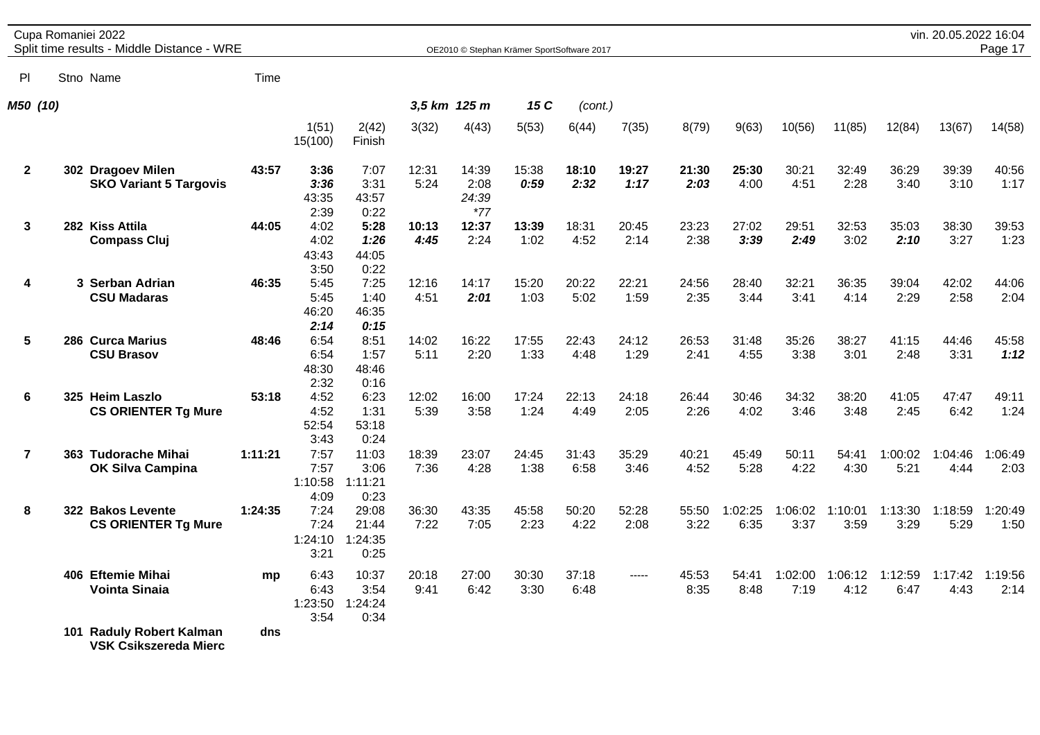Cupa Romaniei 2022
Split time results - Middle Distance - WRE

**M50 (10)** — *3,5 km 125 m* — *15 C* — (cont.)

| Pl | Stno | Name | Time | 1(51) / 15(100) | 2(42) / Finish | 3(32) | 4(43) | 5(53) | 6(44) | 7(35) | 8(79) | 9(63) | 10(56) | 11(85) | 12(84) | 13(67) | 14(58) |
|---|---|---|---|---|---|---|---|---|---|---|---|---|---|---|---|---|---|
| **2** | 302 | **Dragoev Milen** | **43:57** | **3:36** | 7:07 | 12:31 | 14:39 | 15:38 | **18:10** | **19:27** | **21:30** | **25:30** | 30:21 | 32:49 | 36:29 | 39:39 | 40:56 |
| | | **SKO Variant 5 Targovis** | | ***3:36*** | 3:31 | 5:24 | 2:08 | ***0:59*** | ***2:32*** | ***1:17*** | ***2:03*** | 4:00 | 4:51 | 2:28 | 3:40 | 3:10 | 1:17 |
| | | | | 43:35 | 43:57 | | *24:39* | | | | | | | | | | |
| | | | | 2:39 | 0:22 | | **77* | | | | | | | | | | |
| **3** | 282 | **Kiss Attila** | **44:05** | 4:02 | **5:28** | **10:13** | **12:37** | **13:39** | 18:31 | 20:45 | 23:23 | 27:02 | 29:51 | 32:53 | 35:03 | 38:30 | 39:53 |
| | | **Compass Cluj** | | 4:02 | ***1:26*** | ***4:45*** | 2:24 | 1:02 | 4:52 | 2:14 | 2:38 | ***3:39*** | ***2:49*** | 3:02 | ***2:10*** | 3:27 | 1:23 |
| | | | | 43:43 | 44:05 | | | | | | | | | | | | |
| | | | | 3:50 | 0:22 | | | | | | | | | | | | |
| **4** | 3 | **Serban Adrian** | **46:35** | 5:45 | 7:25 | 12:16 | 14:17 | 15:20 | 20:22 | 22:21 | 24:56 | 28:40 | 32:21 | 36:35 | 39:04 | 42:02 | 44:06 |
| | | **CSU Madaras** | | 5:45 | 1:40 | 4:51 | ***2:01*** | 1:03 | 5:02 | 1:59 | 2:35 | 3:44 | 3:41 | 4:14 | 2:29 | 2:58 | 2:04 |
| | | | | 46:20 | 46:35 | | | | | | | | | | | | |
| | | | | ***2:14*** | ***0:15*** | | | | | | | | | | | | |
| **5** | 286 | **Curca Marius** | **48:46** | 6:54 | 8:51 | 14:02 | 16:22 | 17:55 | 22:43 | 24:12 | 26:53 | 31:48 | 35:26 | 38:27 | 41:15 | 44:46 | 45:58 |
| | | **CSU Brasov** | | 6:54 | 1:57 | 5:11 | 2:20 | 1:33 | 4:48 | 1:29 | 2:41 | 4:55 | 3:38 | 3:01 | 2:48 | 3:31 | ***1:12*** |
| | | | | 48:30 | 48:46 | | | | | | | | | | | | |
| | | | | 2:32 | 0:16 | | | | | | | | | | | | |
| **6** | 325 | **Heim Laszlo** | **53:18** | 4:52 | 6:23 | 12:02 | 16:00 | 17:24 | 22:13 | 24:18 | 26:44 | 30:46 | 34:32 | 38:20 | 41:05 | 47:47 | 49:11 |
| | | **CS ORIENTER Tg Mure** | | 4:52 | 1:31 | 5:39 | 3:58 | 1:24 | 4:49 | 2:05 | 2:26 | 4:02 | 3:46 | 3:48 | 2:45 | 6:42 | 1:24 |
| | | | | 52:54 | 53:18 | | | | | | | | | | | | |
| | | | | 3:43 | 0:24 | | | | | | | | | | | | |
| **7** | 363 | **Tudorache Mihai** | **1:11:21** | 7:57 | 11:03 | 18:39 | 23:07 | 24:45 | 31:43 | 35:29 | 40:21 | 45:49 | 50:11 | 54:41 | 1:00:02 | 1:04:46 | 1:06:49 |
| | | **OK Silva Campina** | | 7:57 | 3:06 | 7:36 | 4:28 | 1:38 | 6:58 | 3:46 | 4:52 | 5:28 | 4:22 | 4:30 | 5:21 | 4:44 | 2:03 |
| | | | | 1:10:58 | 1:11:21 | | | | | | | | | | | | |
| | | | | 4:09 | 0:23 | | | | | | | | | | | | |
| **8** | 322 | **Bakos Levente** | **1:24:35** | 7:24 | 29:08 | 36:30 | 43:35 | 45:58 | 50:20 | 52:28 | 55:50 | 1:02:25 | 1:06:02 | 1:10:01 | 1:13:30 | 1:18:59 | 1:20:49 |
| | | **CS ORIENTER Tg Mure** | | 7:24 | 21:44 | 7:22 | 7:05 | 2:23 | 4:22 | 2:08 | 3:22 | 6:35 | 3:37 | 3:59 | 3:29 | 5:29 | 1:50 |
| | | | | 1:24:10 | 1:24:35 | | | | | | | | | | | | |
| | | | | 3:21 | 0:25 | | | | | | | | | | | | |
| | 406 | **Eftemie Mihai** | **mp** | 6:43 | 10:37 | 20:18 | 27:00 | 30:30 | 37:18 | ----- | 45:53 | 54:41 | 1:02:00 | 1:06:12 | 1:12:59 | 1:17:42 | 1:19:56 |
| | | **Vointa Sinaia** | | 6:43 | 3:54 | 9:41 | 6:42 | 3:30 | 6:48 | | 8:35 | 8:48 | 7:19 | 4:12 | 6:47 | 4:43 | 2:14 |
| | | | | 1:23:50 | 1:24:24 | | | | | | | | | | | | |
| | | | | 3:54 | 0:34 | | | | | | | | | | | | |
| | 101 | **Raduly Robert Kalman** | **dns** | | | | | | | | | | | | | | |
| | | **VSK Csikszereda Mierc** | | | | | | | | | | | | | | | |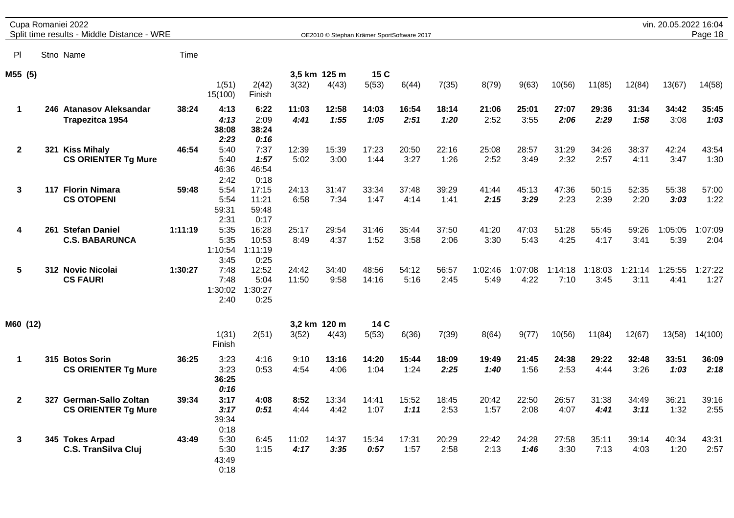Cupa Romaniei 2022
Split time results - Middle Distance - WRE

vin. 20.05.2022 16:04

## M55 (5)

3,5 km 125 m 15 C

| Pl | Stno | Name | Time | 1(51) | 2(42) | 3(32) | 4(43) | 5(53) | 6(44) | 7(35) | 8(79) | 9(63) | 10(56) | 11(85) | 12(84) | 13(67) | 14(58) | 15(100) | Finish |
|---|---|---|---|---|---|---|---|---|---|---|---|---|---|---|---|---|---|---|---|
| **1** | **246** | **Atanasov Aleksandar** | **38:24** | **4:13** | **6:22** | **11:03** | **12:58** | **14:03** | **16:54** | **18:14** | **21:06** | **25:01** | **27:07** | **29:36** | **31:34** | **34:42** | **35:45** | **38:08** | **38:24** |
| | | **Trapezitca 1954** | | ***4:13*** | 2:09 | ***4:41*** | ***1:55*** | ***1:05*** | ***2:51*** | ***1:20*** | 2:52 | 3:55 | ***2:06*** | ***2:29*** | ***1:58*** | 3:08 | ***1:03*** | ***2:23*** | ***0:16*** |
| **2** | **321** | **Kiss Mihaly** | **46:54** | 5:40 | 7:37 | 12:39 | 15:39 | 17:23 | 20:50 | 22:16 | 25:08 | 28:57 | 31:29 | 34:26 | 38:37 | 42:24 | 43:54 | 46:36 | 46:54 |
| | | **CS ORIENTER Tg Mure** | | 5:40 | ***1:57*** | 5:02 | 3:00 | 1:44 | 3:27 | 1:26 | 2:52 | 3:49 | 2:32 | 2:57 | 4:11 | 3:47 | 1:30 | 2:42 | 0:18 |
| **3** | **117** | **Florin Nimara** | **59:48** | 5:54 | 17:15 | 24:13 | 31:47 | 33:34 | 37:48 | 39:29 | 41:44 | 45:13 | 47:36 | 50:15 | 52:35 | 55:38 | 57:00 | 59:31 | 59:48 |
| | | **CS OTOPENI** | | 5:54 | 11:21 | 6:58 | 7:34 | 1:47 | 4:14 | 1:41 | ***2:15*** | ***3:29*** | 2:23 | 2:39 | 2:20 | ***3:03*** | 1:22 | 2:31 | 0:17 |
| **4** | **261** | **Stefan Daniel** | **1:11:19** | 5:35 | 16:28 | 25:17 | 29:54 | 31:46 | 35:44 | 37:50 | 41:20 | 47:03 | 51:28 | 55:45 | 59:26 | 1:05:05 | 1:07:09 | 1:10:54 | 1:11:19 |
| | | **C.S. BABARUNCA** | | 5:35 | 10:53 | 8:49 | 4:37 | 1:52 | 3:58 | 2:06 | 3:30 | 5:43 | 4:25 | 4:17 | 3:41 | 5:39 | 2:04 | 3:45 | 0:25 |
| **5** | **312** | **Novic Nicolai** | **1:30:27** | 7:48 | 12:52 | 24:42 | 34:40 | 48:56 | 54:12 | 56:57 | 1:02:46 | 1:07:08 | 1:14:18 | 1:18:03 | 1:21:14 | 1:25:55 | 1:27:22 | 1:30:02 | 1:30:27 |
| | | **CS FAURI** | | 7:48 | 5:04 | 11:50 | 9:58 | 14:16 | 5:16 | 2:45 | 5:49 | 4:22 | 7:10 | 3:45 | 3:11 | 4:41 | 1:27 | 2:40 | 0:25 |

## M60 (12)

3,2 km 120 m 14 C

| Pl | Stno | Name | Time | 1(31) | 2(51) | 3(52) | 4(43) | 5(53) | 6(36) | 7(39) | 8(64) | 9(77) | 10(56) | 11(84) | 12(67) | 13(58) | 14(100) | Finish |
|---|---|---|---|---|---|---|---|---|---|---|---|---|---|---|---|---|---|---|
| **1** | **315** | **Botos Sorin** | **36:25** | 3:23 | 4:16 | 9:10 | **13:16** | **14:20** | **15:44** | **18:09** | **19:49** | **21:45** | **24:38** | **29:22** | **32:48** | **33:51** | **36:09** | **36:25** |
| | | **CS ORIENTER Tg Mure** | | 3:23 | 0:53 | 4:54 | 4:06 | 1:04 | 1:24 | ***2:25*** | ***1:40*** | 1:56 | 2:53 | 4:44 | 3:26 | ***1:03*** | ***2:18*** | ***0:16*** |
| **2** | **327** | **German-Sallo Zoltan** | **39:34** | **3:17** | **4:08** | **8:52** | 13:34 | 14:41 | 15:52 | 18:45 | 20:42 | 22:50 | 26:57 | 31:38 | 34:49 | 36:21 | 39:16 | 39:34 |
| | | **CS ORIENTER Tg Mure** | | ***3:17*** | ***0:51*** | 4:44 | 4:42 | 1:07 | ***1:11*** | 2:53 | 1:57 | 2:08 | 4:07 | ***4:41*** | ***3:11*** | 1:32 | 2:55 | 0:18 |
| **3** | **345** | **Tokes Arpad** | **43:49** | 5:30 | 6:45 | 11:02 | 14:37 | 15:34 | 17:31 | 20:29 | 22:42 | 24:28 | 27:58 | 35:11 | 39:14 | 40:34 | 43:31 | 43:49 |
| | | **C.S. TranSilva Cluj** | | 5:30 | 1:15 | ***4:17*** | ***3:35*** | ***0:57*** | 1:57 | 2:58 | 2:13 | ***1:46*** | 3:30 | 7:13 | 4:03 | 1:20 | 2:57 | 0:18 |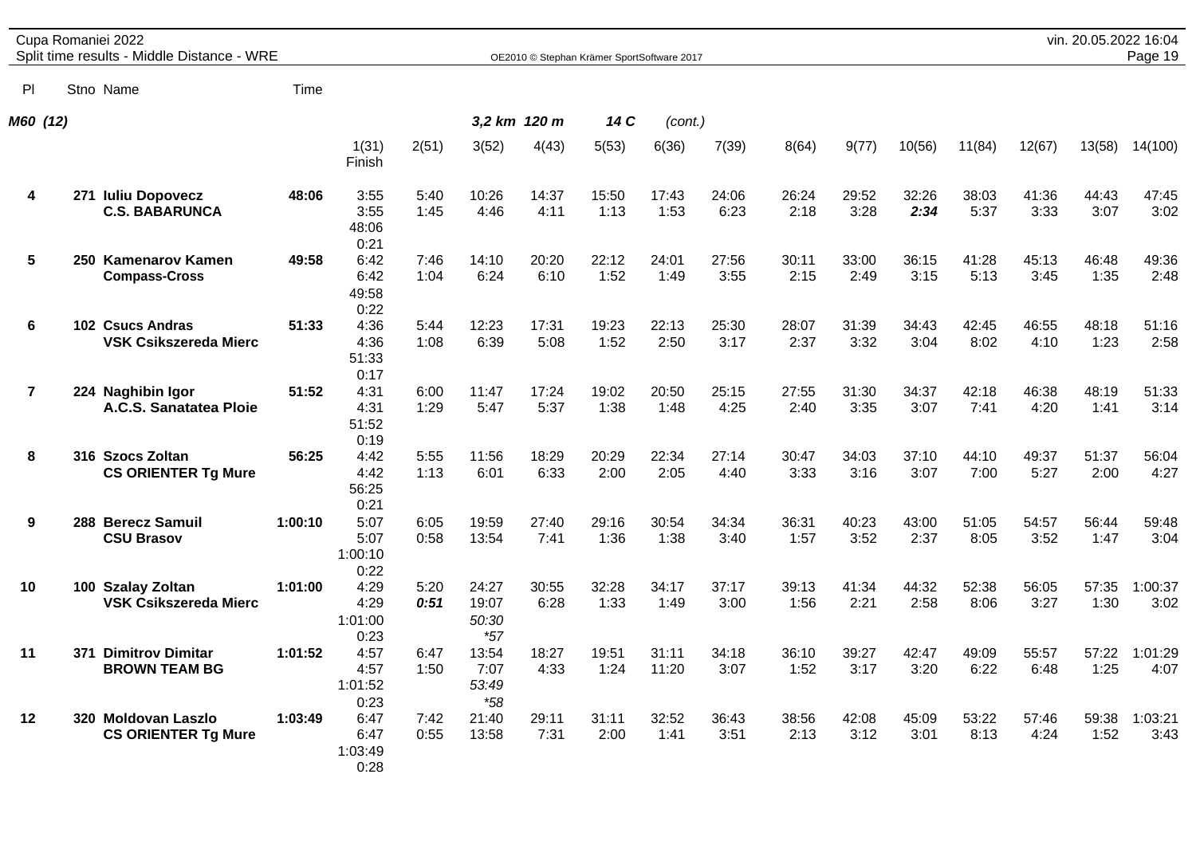Cupa Romaniei 2022

Split time results - Middle Distance - WRE

## M60 (12) — 3,2 km 120 m 14 C (cont.)

| Pl | Stno | Name | Time | 1(31) Finish | 2(51) | 3(52) | 4(43) | 5(53) | 6(36) | 7(39) | 8(64) | 9(77) | 10(56) | 11(84) | 12(67) | 13(58) | 14(100) |
|---|---|---|---|---|---|---|---|---|---|---|---|---|---|---|---|---|---|
| 4 | 271 | **Iuliu Dopovecz** | **48:06** | 3:55 | 5:40 | 10:26 | 14:37 | 15:50 | 17:43 | 24:06 | 26:24 | 29:52 | 32:26 | 38:03 | 41:36 | 44:43 | 47:45 |
| | | **C.S. BABARUNCA** | | 3:55 | 1:45 | 4:46 | 4:11 | 1:13 | 1:53 | 6:23 | 2:18 | 3:28 | ***2:34*** | 5:37 | 3:33 | 3:07 | 3:02 |
| | | | | 48:06 | | | | | | | | | | | | | |
| | | | | 0:21 | | | | | | | | | | | | | |
| 5 | 250 | **Kamenarov Kamen** | **49:58** | 6:42 | 7:46 | 14:10 | 20:20 | 22:12 | 24:01 | 27:56 | 30:11 | 33:00 | 36:15 | 41:28 | 45:13 | 46:48 | 49:36 |
| | | **Compass-Cross** | | 6:42 | 1:04 | 6:24 | 6:10 | 1:52 | 1:49 | 3:55 | 2:15 | 2:49 | 3:15 | 5:13 | 3:45 | 1:35 | 2:48 |
| | | | | 49:58 | | | | | | | | | | | | | |
| | | | | 0:22 | | | | | | | | | | | | | |
| 6 | 102 | **Csucs Andras** | **51:33** | 4:36 | 5:44 | 12:23 | 17:31 | 19:23 | 22:13 | 25:30 | 28:07 | 31:39 | 34:43 | 42:45 | 46:55 | 48:18 | 51:16 |
| | | **VSK Csikszereda Mierc** | | 4:36 | 1:08 | 6:39 | 5:08 | 1:52 | 2:50 | 3:17 | 2:37 | 3:32 | 3:04 | 8:02 | 4:10 | 1:23 | 2:58 |
| | | | | 51:33 | | | | | | | | | | | | | |
| | | | | 0:17 | | | | | | | | | | | | | |
| 7 | 224 | **Naghibin Igor** | **51:52** | 4:31 | 6:00 | 11:47 | 17:24 | 19:02 | 20:50 | 25:15 | 27:55 | 31:30 | 34:37 | 42:18 | 46:38 | 48:19 | 51:33 |
| | | **A.C.S. Sanatatea Ploie** | | 4:31 | 1:29 | 5:47 | 5:37 | 1:38 | 1:48 | 4:25 | 2:40 | 3:35 | 3:07 | 7:41 | 4:20 | 1:41 | 3:14 |
| | | | | 51:52 | | | | | | | | | | | | | |
| | | | | 0:19 | | | | | | | | | | | | | |
| 8 | 316 | **Szocs Zoltan** | **56:25** | 4:42 | 5:55 | 11:56 | 18:29 | 20:29 | 22:34 | 27:14 | 30:47 | 34:03 | 37:10 | 44:10 | 49:37 | 51:37 | 56:04 |
| | | **CS ORIENTER Tg Mure** | | 4:42 | 1:13 | 6:01 | 6:33 | 2:00 | 2:05 | 4:40 | 3:33 | 3:16 | 3:07 | 7:00 | 5:27 | 2:00 | 4:27 |
| | | | | 56:25 | | | | | | | | | | | | | |
| | | | | 0:21 | | | | | | | | | | | | | |
| 9 | 288 | **Berecz Samuil** | **1:00:10** | 5:07 | 6:05 | 19:59 | 27:40 | 29:16 | 30:54 | 34:34 | 36:31 | 40:23 | 43:00 | 51:05 | 54:57 | 56:44 | 59:48 |
| | | **CSU Brasov** | | 5:07 | 0:58 | 13:54 | 7:41 | 1:36 | 1:38 | 3:40 | 1:57 | 3:52 | 2:37 | 8:05 | 3:52 | 1:47 | 3:04 |
| | | | | 1:00:10 | | | | | | | | | | | | | |
| | | | | 0:22 | | | | | | | | | | | | | |
| 10 | 100 | **Szalay Zoltan** | **1:01:00** | 4:29 | 5:20 | 24:27 | 30:55 | 32:28 | 34:17 | 37:17 | 39:13 | 41:34 | 44:32 | 52:38 | 56:05 | 57:35 | 1:00:37 |
| | | **VSK Csikszereda Mierc** | | 4:29 | ***0:51*** | 19:07 | 6:28 | 1:33 | 1:49 | 3:00 | 1:56 | 2:21 | 2:58 | 8:06 | 3:27 | 1:30 | 3:02 |
| | | | | 1:01:00 | | *50:30* | | | | | | | | | | | |
| | | | | 0:23 | | *\*57* | | | | | | | | | | | |
| 11 | 371 | **Dimitrov Dimitar** | **1:01:52** | 4:57 | 6:47 | 13:54 | 18:27 | 19:51 | 31:11 | 34:18 | 36:10 | 39:27 | 42:47 | 49:09 | 55:57 | 57:22 | 1:01:29 |
| | | **BROWN TEAM BG** | | 4:57 | 1:50 | 7:07 | 4:33 | 1:24 | 11:20 | 3:07 | 1:52 | 3:17 | 3:20 | 6:22 | 6:48 | 1:25 | 4:07 |
| | | | | 1:01:52 | | *53:49* | | | | | | | | | | | |
| | | | | 0:23 | | *\*58* | | | | | | | | | | | |
| 12 | 320 | **Moldovan Laszlo** | **1:03:49** | 6:47 | 7:42 | 21:40 | 29:11 | 31:11 | 32:52 | 36:43 | 38:56 | 42:08 | 45:09 | 53:22 | 57:46 | 59:38 | 1:03:21 |
| | | **CS ORIENTER Tg Mure** | | 6:47 | 0:55 | 13:58 | 7:31 | 2:00 | 1:41 | 3:51 | 2:13 | 3:12 | 3:01 | 8:13 | 4:24 | 1:52 | 3:43 |
| | | | | 1:03:49 | | | | | | | | | | | | | |
| | | | | 0:28 | | | | | | | | | | | | | |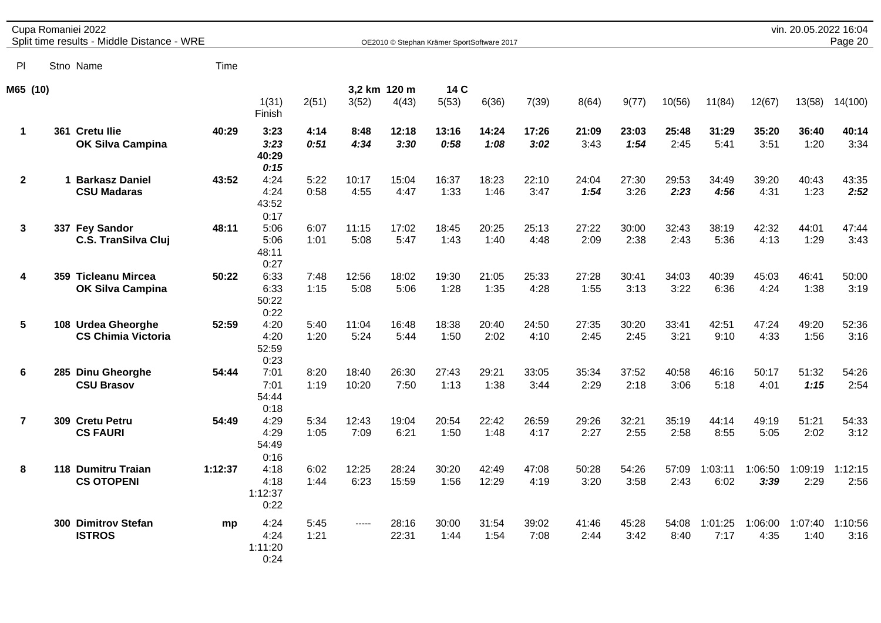Cupa Romaniei 2022
Split time results - Middle Distance - WRE

| Pl | Stno | Name | Time | 1(31) Finish | 2(51) | 3(52) | 4(43) | 5(53) | 6(36) | 7(39) | 8(64) | 9(77) | 10(56) | 11(84) | 12(67) | 13(58) | 14(100) |
|---|---|---|---|---|---|---|---|---|---|---|---|---|---|---|---|---|---|
| **M65 (10)** | | | | | | 3,2 km | 120 m | 14 C | | | | | | | | | |
| **1** | **361** | **Cretu Ilie** | **40:29** | **3:23** | **4:14** | **8:48** | **12:18** | **13:16** | **14:24** | **17:26** | **21:09** | **23:03** | **25:48** | **31:29** | **35:20** | **36:40** | **40:14** |
| | | **OK Silva Campina** | | ***3:23*** | ***0:51*** | ***4:34*** | ***3:30*** | ***0:58*** | ***1:08*** | ***3:02*** | 3:43 | ***1:54*** | 2:45 | 5:41 | 3:51 | 1:20 | 3:34 |
| | | | | **40:29** | | | | | | | | | | | | | |
| | | | | ***0:15*** | | | | | | | | | | | | | |
| **2** | **1** | **Barkasz Daniel** | **43:52** | 4:24 | 5:22 | 10:17 | 15:04 | 16:37 | 18:23 | 22:10 | 24:04 | 27:30 | 29:53 | 34:49 | 39:20 | 40:43 | 43:35 |
| | | **CSU Madaras** | | 4:24 | 0:58 | 4:55 | 4:47 | 1:33 | 1:46 | 3:47 | ***1:54*** | 3:26 | ***2:23*** | ***4:56*** | 4:31 | 1:23 | ***2:52*** |
| | | | | 43:52 | | | | | | | | | | | | | |
| | | | | 0:17 | | | | | | | | | | | | | |
| **3** | **337** | **Fey Sandor** | **48:11** | 5:06 | 6:07 | 11:15 | 17:02 | 18:45 | 20:25 | 25:13 | 27:22 | 30:00 | 32:43 | 38:19 | 42:32 | 44:01 | 47:44 |
| | | **C.S. TranSilva Cluj** | | 5:06 | 1:01 | 5:08 | 5:47 | 1:43 | 1:40 | 4:48 | 2:09 | 2:38 | 2:43 | 5:36 | 4:13 | 1:29 | 3:43 |
| | | | | 48:11 | | | | | | | | | | | | | |
| | | | | 0:27 | | | | | | | | | | | | | |
| **4** | **359** | **Ticleanu Mircea** | **50:22** | 6:33 | 7:48 | 12:56 | 18:02 | 19:30 | 21:05 | 25:33 | 27:28 | 30:41 | 34:03 | 40:39 | 45:03 | 46:41 | 50:00 |
| | | **OK Silva Campina** | | 6:33 | 1:15 | 5:08 | 5:06 | 1:28 | 1:35 | 4:28 | 1:55 | 3:13 | 3:22 | 6:36 | 4:24 | 1:38 | 3:19 |
| | | | | 50:22 | | | | | | | | | | | | | |
| | | | | 0:22 | | | | | | | | | | | | | |
| **5** | **108** | **Urdea Gheorghe** | **52:59** | 4:20 | 5:40 | 11:04 | 16:48 | 18:38 | 20:40 | 24:50 | 27:35 | 30:20 | 33:41 | 42:51 | 47:24 | 49:20 | 52:36 |
| | | **CS Chimia Victoria** | | 4:20 | 1:20 | 5:24 | 5:44 | 1:50 | 2:02 | 4:10 | 2:45 | 2:45 | 3:21 | 9:10 | 4:33 | 1:56 | 3:16 |
| | | | | 52:59 | | | | | | | | | | | | | |
| | | | | 0:23 | | | | | | | | | | | | | |
| **6** | **285** | **Dinu Gheorghe** | **54:44** | 7:01 | 8:20 | 18:40 | 26:30 | 27:43 | 29:21 | 33:05 | 35:34 | 37:52 | 40:58 | 46:16 | 50:17 | 51:32 | 54:26 |
| | | **CSU Brasov** | | 7:01 | 1:19 | 10:20 | 7:50 | 1:13 | 1:38 | 3:44 | 2:29 | 2:18 | 3:06 | 5:18 | 4:01 | ***1:15*** | 2:54 |
| | | | | 54:44 | | | | | | | | | | | | | |
| | | | | 0:18 | | | | | | | | | | | | | |
| **7** | **309** | **Cretu Petru** | **54:49** | 4:29 | 5:34 | 12:43 | 19:04 | 20:54 | 22:42 | 26:59 | 29:26 | 32:21 | 35:19 | 44:14 | 49:19 | 51:21 | 54:33 |
| | | **CS FAURI** | | 4:29 | 1:05 | 7:09 | 6:21 | 1:50 | 1:48 | 4:17 | 2:27 | 2:55 | 2:58 | 8:55 | 5:05 | 2:02 | 3:12 |
| | | | | 54:49 | | | | | | | | | | | | | |
| | | | | 0:16 | | | | | | | | | | | | | |
| **8** | **118** | **Dumitru Traian** | **1:12:37** | 4:18 | 6:02 | 12:25 | 28:24 | 30:20 | 42:49 | 47:08 | 50:28 | 54:26 | 57:09 | 1:03:11 | 1:06:50 | 1:09:19 | 1:12:15 |
| | | **CS OTOPENI** | | 4:18 | 1:44 | 6:23 | 15:59 | 1:56 | 12:29 | 4:19 | 3:20 | 3:58 | 2:43 | 6:02 | ***3:39*** | 2:29 | 2:56 |
| | | | | 1:12:37 | | | | | | | | | | | | | |
| | | | | 0:22 | | | | | | | | | | | | | |
| | **300** | **Dimitrov Stefan** | **mp** | 4:24 | 5:45 | ----- | 28:16 | 30:00 | 31:54 | 39:02 | 41:46 | 45:28 | 54:08 | 1:01:25 | 1:06:00 | 1:07:40 | 1:10:56 |
| | | **ISTROS** | | 4:24 | 1:21 | | 22:31 | 1:44 | 1:54 | 7:08 | 2:44 | 3:42 | 8:40 | 7:17 | 4:35 | 1:40 | 3:16 |
| | | | | 1:11:20 | | | | | | | | | | | | | |
| | | | | 0:24 | | | | | | | | | | | | | |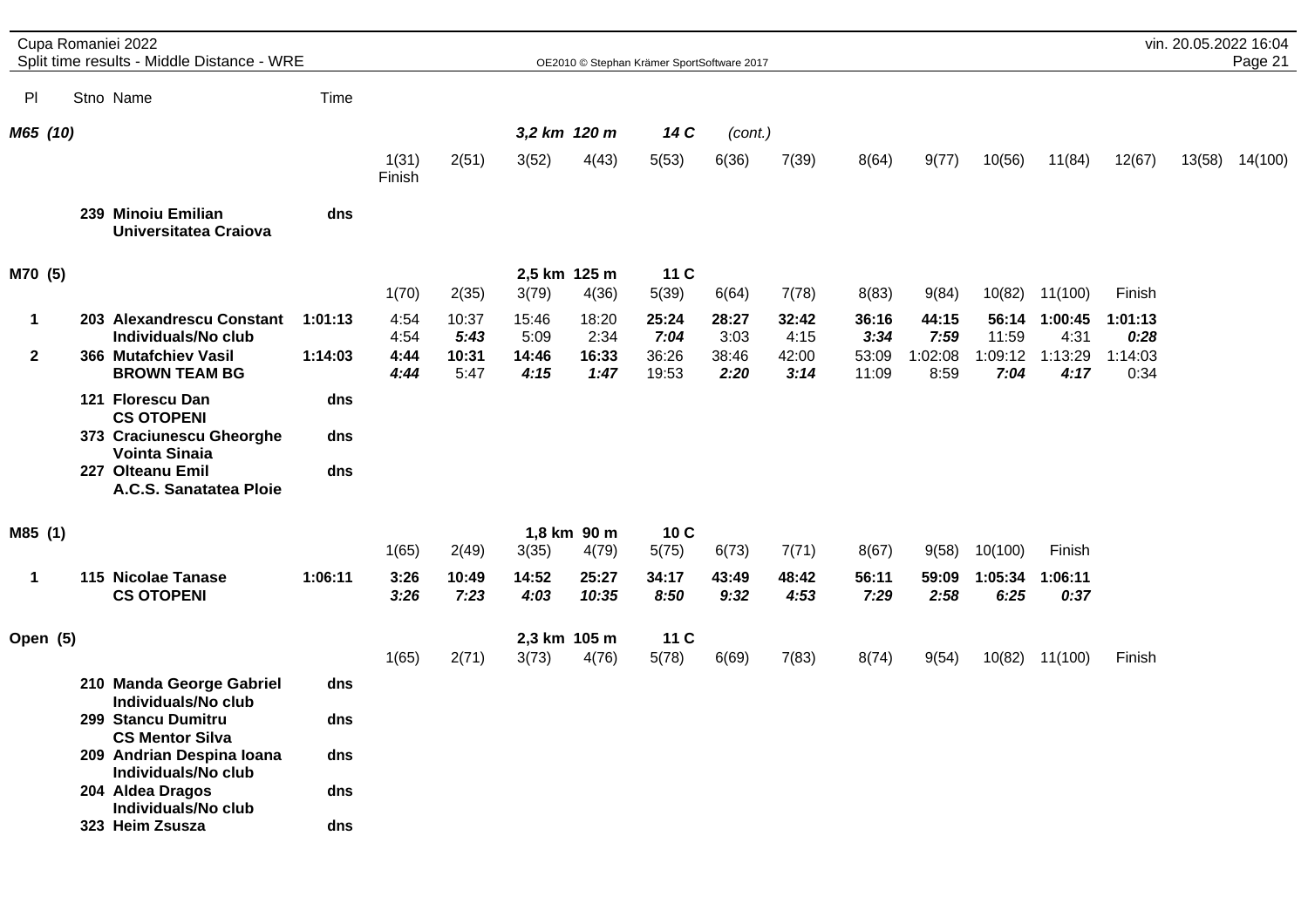## M65 (10)

3,2 km 120 m 14 C (cont.)

| Pl | Stno | Name | Time | 1(31) Finish | 2(51) | 3(52) | 4(43) | 5(53) | 6(36) | 7(39) | 8(64) | 9(77) | 10(56) | 11(84) | 12(67) | 13(58) | 14(100) |
|---|---|---|---|---|---|---|---|---|---|---|---|---|---|---|---|---|---|
| | 239 | **Minoiu Emilian**<br>**Universitatea Craiova** | dns | | | | | | | | | | | | | | |

## M70 (5)

2,5 km 125 m 11 C

| Pl | Stno | Name | Time | 1(70) | 2(35) | 3(79) | 4(36) | 5(39) | 6(64) | 7(78) | 8(83) | 9(84) | 10(82) | 11(100) | Finish |
|---|---|---|---|---|---|---|---|---|---|---|---|---|---|---|---|
| 1 | 203 | **Alexandrescu Constant**<br>**Individuals/No club** | 1:01:13 | 4:54<br>4:54 | 10:37<br>***5:43*** | 15:46<br>5:09 | 18:20<br>2:34 | **25:24**<br>***7:04*** | **28:27**<br>3:03 | 32:42<br>4:15 | **36:16**<br>***3:34*** | **44:15**<br>***7:59*** | **56:14**<br>11:59 | **1:00:45**<br>4:31 | **1:01:13**<br>***0:28*** |
| 2 | 366 | **Mutafchiev Vasil**<br>**BROWN TEAM BG** | 1:14:03 | **4:44**<br>***4:44*** | **10:31**<br>5:47 | **14:46**<br>***4:15*** | **16:33**<br>***1:47*** | 36:26<br>19:53 | 38:46<br>***2:20*** | **42:00**<br>***3:14*** | 53:09<br>11:09 | 1:02:08<br>8:59 | 1:09:12<br>***7:04*** | 1:13:29<br>***4:17*** | 1:14:03<br>0:34 |
| | 121 | **Florescu Dan**<br>**CS OTOPENI** | dns | | | | | | | | | | | | |
| | 373 | **Craciunescu Gheorghe**<br>**Vointa Sinaia** | dns | | | | | | | | | | | | |
| | 227 | **Olteanu Emil**<br>**A.C.S. Sanatatea Ploie** | dns | | | | | | | | | | | | |

## M85 (1)

1,8 km 90 m 10 C

| Pl | Stno | Name | Time | 1(65) | 2(49) | 3(35) | 4(79) | 5(75) | 6(73) | 7(71) | 8(67) | 9(58) | 10(100) | Finish |
|---|---|---|---|---|---|---|---|---|---|---|---|---|---|---|
| 1 | 115 | **Nicolae Tanase**<br>**CS OTOPENI** | 1:06:11 | **3:26**<br>***3:26*** | **10:49**<br>***7:23*** | **14:52**<br>***4:03*** | **25:27**<br>***10:35*** | **34:17**<br>***8:50*** | **43:49**<br>***9:32*** | **48:42**<br>***4:53*** | **56:11**<br>***7:29*** | **59:09**<br>***2:58*** | **1:05:34**<br>***6:25*** | **1:06:11**<br>***0:37*** |

## Open (5)

2,3 km 105 m 11 C

| Pl | Stno | Name | Time | 1(65) | 2(71) | 3(73) | 4(76) | 5(78) | 6(69) | 7(83) | 8(74) | 9(54) | 10(82) | 11(100) | Finish |
|---|---|---|---|---|---|---|---|---|---|---|---|---|---|---|---|
| | 210 | **Manda George Gabriel**<br>**Individuals/No club** | dns | | | | | | | | | | | | |
| | 299 | **Stancu Dumitru**<br>**CS Mentor Silva** | dns | | | | | | | | | | | | |
| | 209 | **Andrian Despina Ioana**<br>**Individuals/No club** | dns | | | | | | | | | | | | |
| | 204 | **Aldea Dragos**<br>**Individuals/No club** | dns | | | | | | | | | | | | |
| | 323 | **Heim Zsusza** | dns | | | | | | | | | | | | |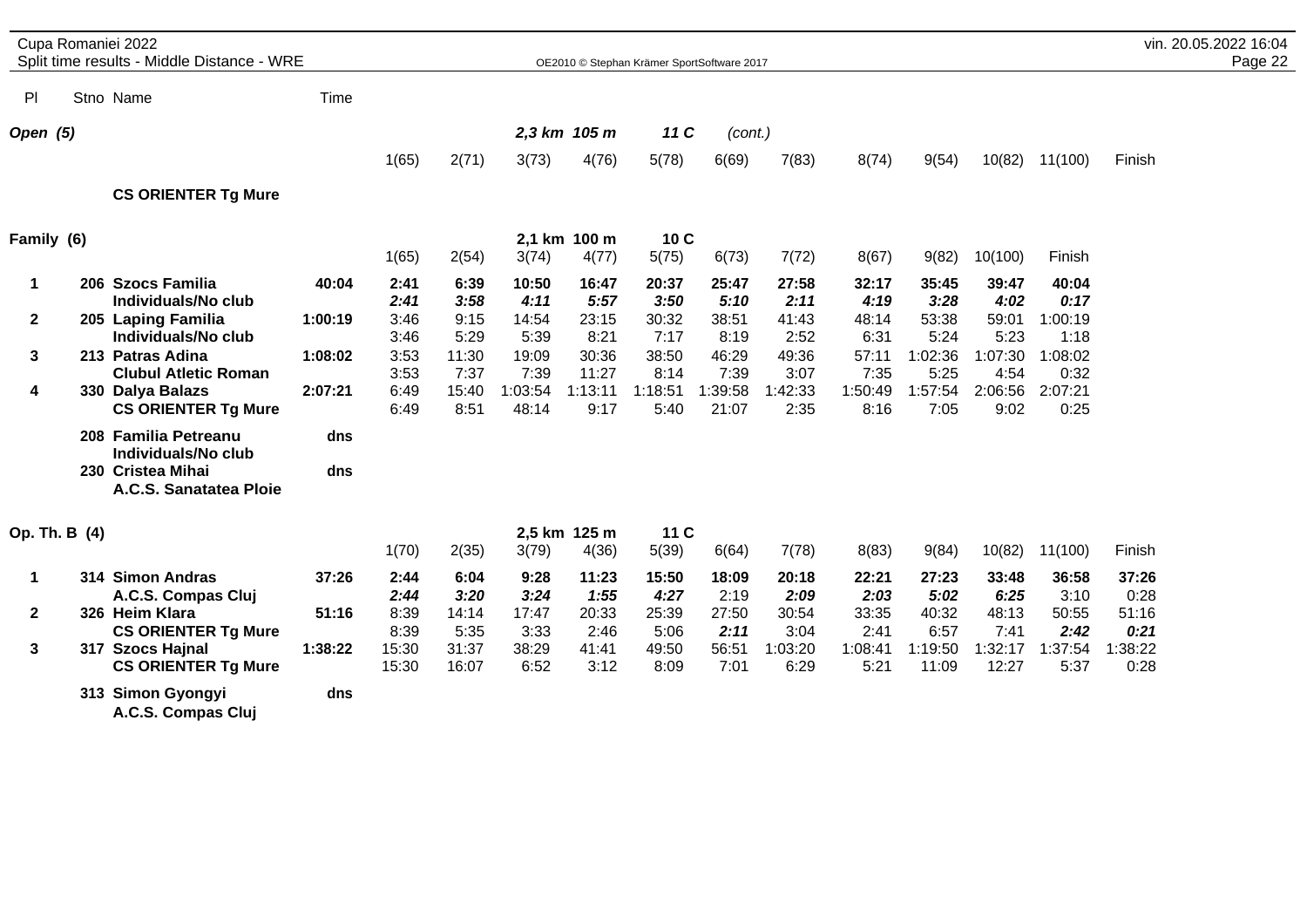## Open (5)

2,3 km 105 m 11 C (cont.)

| Pl | Stno | Name | Time | 1(65) | 2(71) | 3(73) | 4(76) | 5(78) | 6(69) | 7(83) | 8(74) | 9(54) | 10(82) | 11(100) | Finish |
|---|---|---|---|---|---|---|---|---|---|---|---|---|---|---|---|
| | | **CS ORIENTER Tg Mure** | | | | | | | | | | | | | |

## Family (6)

2,1 km 100 m 10 C

| Pl | Stno | Name | Time | 1(65) | 2(54) | 3(74) | 4(77) | 5(75) | 6(73) | 7(72) | 8(67) | 9(82) | 10(100) | Finish |
|---|---|---|---|---|---|---|---|---|---|---|---|---|---|---|
| **1** | **206** | **Szocs Familia** | **40:04** | **2:41** | **6:39** | **10:50** | **16:47** | **20:37** | **25:47** | **27:58** | **32:17** | **35:45** | **39:47** | **40:04** |
| | | **Individuals/No club** | | ***2:41*** | ***3:58*** | ***4:11*** | ***5:57*** | ***3:50*** | ***5:10*** | ***2:11*** | ***4:19*** | ***3:28*** | ***4:02*** | ***0:17*** |
| **2** | **205** | **Laping Familia** | **1:00:19** | 3:46 | 9:15 | 14:54 | 23:15 | 30:32 | 38:51 | 41:43 | 48:14 | 53:38 | 59:01 | 1:00:19 |
| | | **Individuals/No club** | | 3:46 | 5:29 | 5:39 | 8:21 | 7:17 | 8:19 | 2:52 | 6:31 | 5:24 | 5:23 | 1:18 |
| **3** | **213** | **Patras Adina** | **1:08:02** | 3:53 | 11:30 | 19:09 | 30:36 | 38:50 | 46:29 | 49:36 | 57:11 | 1:02:36 | 1:07:30 | 1:08:02 |
| | | **Clubul Atletic Roman** | | 3:53 | 7:37 | 7:39 | 11:27 | 8:14 | 7:39 | 3:07 | 7:35 | 5:25 | 4:54 | 0:32 |
| **4** | **330** | **Dalya Balazs** | **2:07:21** | 6:49 | 15:40 | 1:03:54 | 1:13:11 | 1:18:51 | 1:39:58 | 1:42:33 | 1:50:49 | 1:57:54 | 2:06:56 | 2:07:21 |
| | | **CS ORIENTER Tg Mure** | | 6:49 | 8:51 | 48:14 | 9:17 | 5:40 | 21:07 | 2:35 | 8:16 | 7:05 | 9:02 | 0:25 |
| | **208** | **Familia Petreanu** | **dns** | | | | | | | | | | | |
| | | **Individuals/No club** | | | | | | | | | | | | |
| | **230** | **Cristea Mihai** | **dns** | | | | | | | | | | | |
| | | **A.C.S. Sanatatea Ploie** | | | | | | | | | | | | |

## Op. Th. B (4)

2,5 km 125 m 11 C

| Pl | Stno | Name | Time | 1(70) | 2(35) | 3(79) | 4(36) | 5(39) | 6(64) | 7(78) | 8(83) | 9(84) | 10(82) | 11(100) | Finish |
|---|---|---|---|---|---|---|---|---|---|---|---|---|---|---|---|
| **1** | **314** | **Simon Andras** | **37:26** | **2:44** | **6:04** | **9:28** | **11:23** | **15:50** | **18:09** | **20:18** | **22:21** | **27:23** | **33:48** | **36:58** | **37:26** |
| | | **A.C.S. Compas Cluj** | | ***2:44*** | ***3:20*** | ***3:24*** | ***1:55*** | ***4:27*** | 2:19 | ***2:09*** | ***2:03*** | ***5:02*** | ***6:25*** | 3:10 | 0:28 |
| **2** | **326** | **Heim Klara** | **51:16** | 8:39 | 14:14 | 17:47 | 20:33 | 25:39 | 27:50 | 30:54 | 33:35 | 40:32 | 48:13 | 50:55 | 51:16 |
| | | **CS ORIENTER Tg Mure** | | 8:39 | 5:35 | 3:33 | 2:46 | 5:06 | ***2:11*** | 3:04 | 2:41 | 6:57 | 7:41 | ***2:42*** | ***0:21*** |
| **3** | **317** | **Szocs Hajnal** | **1:38:22** | 15:30 | 31:37 | 38:29 | 41:41 | 49:50 | 56:51 | 1:03:20 | 1:08:41 | 1:19:50 | 1:32:17 | 1:37:54 | 1:38:22 |
| | | **CS ORIENTER Tg Mure** | | 15:30 | 16:07 | 6:52 | 3:12 | 8:09 | 7:01 | 6:29 | 5:21 | 11:09 | 12:27 | 5:37 | 0:28 |
| | **313** | **Simon Gyongyi** | **dns** | | | | | | | | | | | | |
| | | **A.C.S. Compas Cluj** | | | | | | | | | | | | | |